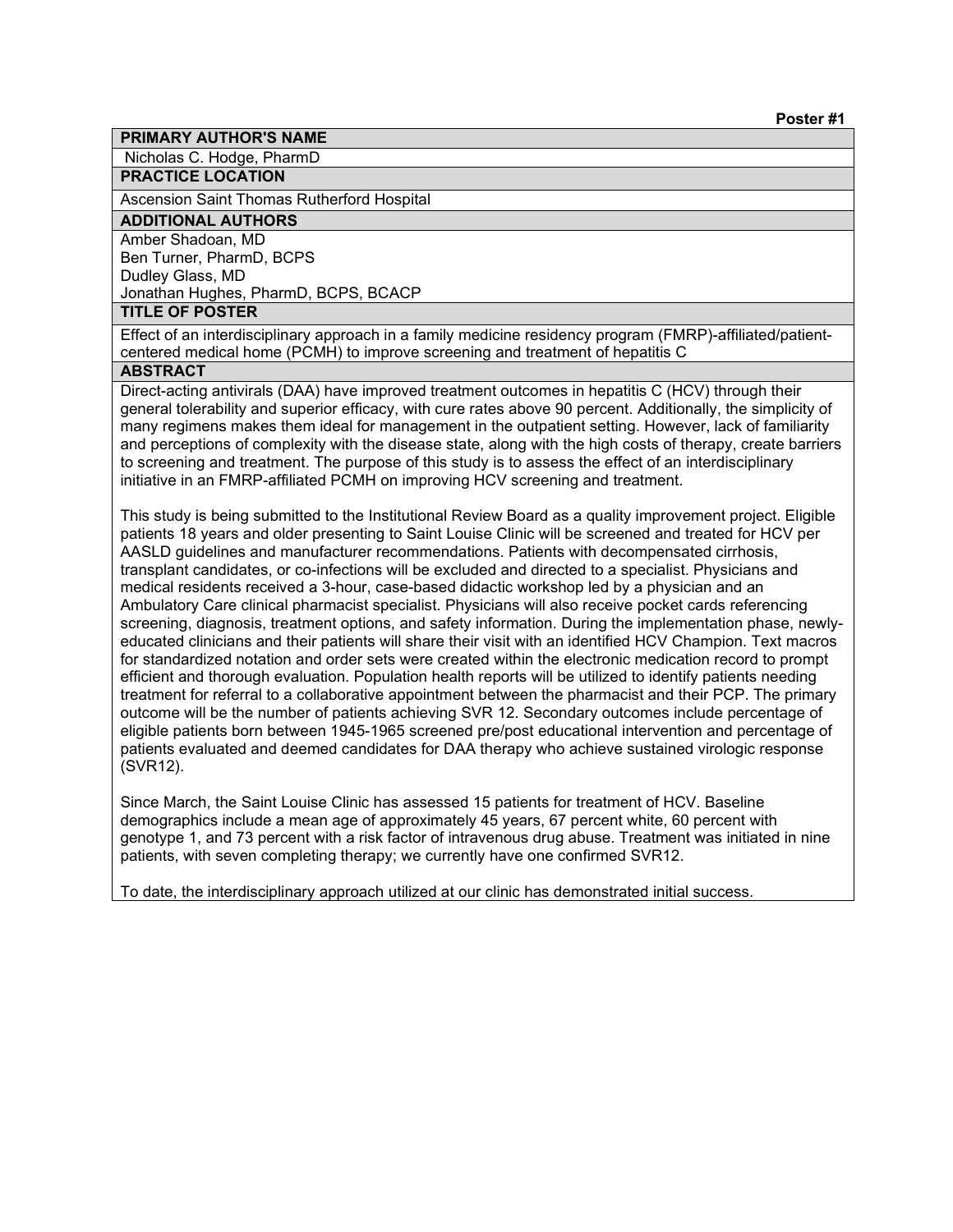**Poster #1**

**PRIMARY AUTHOR'S NAME**

Nicholas C. Hodge, PharmD

**PRACTICE LOCATION**

Ascension Saint Thomas Rutherford Hospital

**ADDITIONAL AUTHORS**

Amber Shadoan, MD
Ben Turner, PharmD, BCPS
Dudley Glass, MD
Jonathan Hughes, PharmD, BCPS, BCACP

**TITLE OF POSTER**

Effect of an interdisciplinary approach in a family medicine residency program (FMRP)-affiliated/patient-centered medical home (PCMH) to improve screening and treatment of hepatitis C

**ABSTRACT**

Direct-acting antivirals (DAA) have improved treatment outcomes in hepatitis C (HCV) through their general tolerability and superior efficacy, with cure rates above 90 percent. Additionally, the simplicity of many regimens makes them ideal for management in the outpatient setting. However, lack of familiarity and perceptions of complexity with the disease state, along with the high costs of therapy, create barriers to screening and treatment. The purpose of this study is to assess the effect of an interdisciplinary initiative in an FMRP-affiliated PCMH on improving HCV screening and treatment.

This study is being submitted to the Institutional Review Board as a quality improvement project. Eligible patients 18 years and older presenting to Saint Louise Clinic will be screened and treated for HCV per AASLD guidelines and manufacturer recommendations. Patients with decompensated cirrhosis, transplant candidates, or co-infections will be excluded and directed to a specialist. Physicians and medical residents received a 3-hour, case-based didactic workshop led by a physician and an Ambulatory Care clinical pharmacist specialist. Physicians will also receive pocket cards referencing screening, diagnosis, treatment options, and safety information. During the implementation phase, newly-educated clinicians and their patients will share their visit with an identified HCV Champion. Text macros for standardized notation and order sets were created within the electronic medication record to prompt efficient and thorough evaluation. Population health reports will be utilized to identify patients needing treatment for referral to a collaborative appointment between the pharmacist and their PCP. The primary outcome will be the number of patients achieving SVR 12. Secondary outcomes include percentage of eligible patients born between 1945-1965 screened pre/post educational intervention and percentage of patients evaluated and deemed candidates for DAA therapy who achieve sustained virologic response (SVR12).

Since March, the Saint Louise Clinic has assessed 15 patients for treatment of HCV. Baseline demographics include a mean age of approximately 45 years, 67 percent white, 60 percent with genotype 1, and 73 percent with a risk factor of intravenous drug abuse. Treatment was initiated in nine patients, with seven completing therapy; we currently have one confirmed SVR12.

To date, the interdisciplinary approach utilized at our clinic has demonstrated initial success.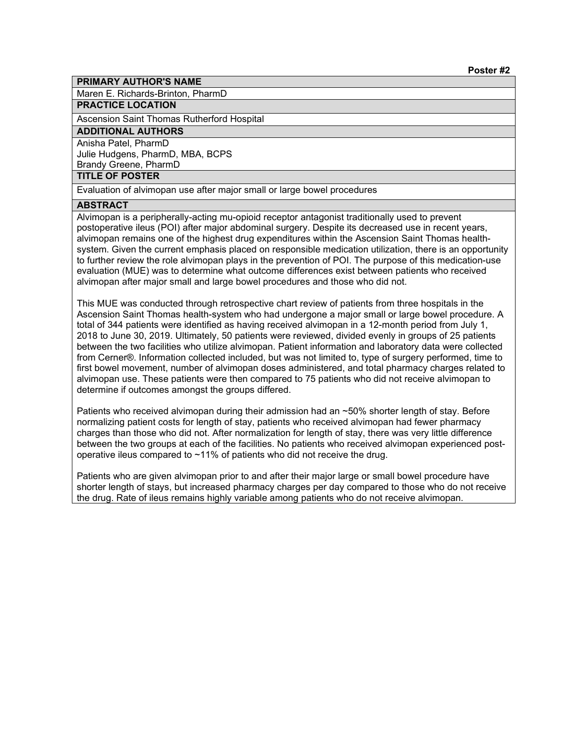**Poster #2**

## PRIMARY AUTHOR'S NAME

Maren E. Richards-Brinton, PharmD

## PRACTICE LOCATION

Ascension Saint Thomas Rutherford Hospital

## ADDITIONAL AUTHORS

Anisha Patel, PharmD
Julie Hudgens, PharmD, MBA, BCPS
Brandy Greene, PharmD

## TITLE OF POSTER

Evaluation of alvimopan use after major small or large bowel procedures

## ABSTRACT

Alvimopan is a peripherally-acting mu-opioid receptor antagonist traditionally used to prevent postoperative ileus (POI) after major abdominal surgery. Despite its decreased use in recent years, alvimopan remains one of the highest drug expenditures within the Ascension Saint Thomas health-system. Given the current emphasis placed on responsible medication utilization, there is an opportunity to further review the role alvimopan plays in the prevention of POI. The purpose of this medication-use evaluation (MUE) was to determine what outcome differences exist between patients who received alvimopan after major small and large bowel procedures and those who did not.

This MUE was conducted through retrospective chart review of patients from three hospitals in the Ascension Saint Thomas health-system who had undergone a major small or large bowel procedure. A total of 344 patients were identified as having received alvimopan in a 12-month period from July 1, 2018 to June 30, 2019. Ultimately, 50 patients were reviewed, divided evenly in groups of 25 patients between the two facilities who utilize alvimopan. Patient information and laboratory data were collected from Cerner®. Information collected included, but was not limited to, type of surgery performed, time to first bowel movement, number of alvimopan doses administered, and total pharmacy charges related to alvimopan use. These were then compared to 75 patients who did not receive alvimopan to determine if outcomes amongst the groups differed.

Patients who received alvimopan during their admission had an ~50% shorter length of stay. Before normalizing patient costs for length of stay, patients who received alvimopan had fewer pharmacy charges than those who did not. After normalization for length of stay, there was very little difference between the two groups at each of the facilities. No patients who received alvimopan experienced post-operative ileus compared to ~11% of patients who did not receive the drug.

Patients who are given alvimopan prior to and after their major large or small bowel procedure have shorter length of stays, but increased pharmacy charges per day compared to those who do not receive the drug. Rate of ileus remains highly variable among patients who do not receive alvimopan.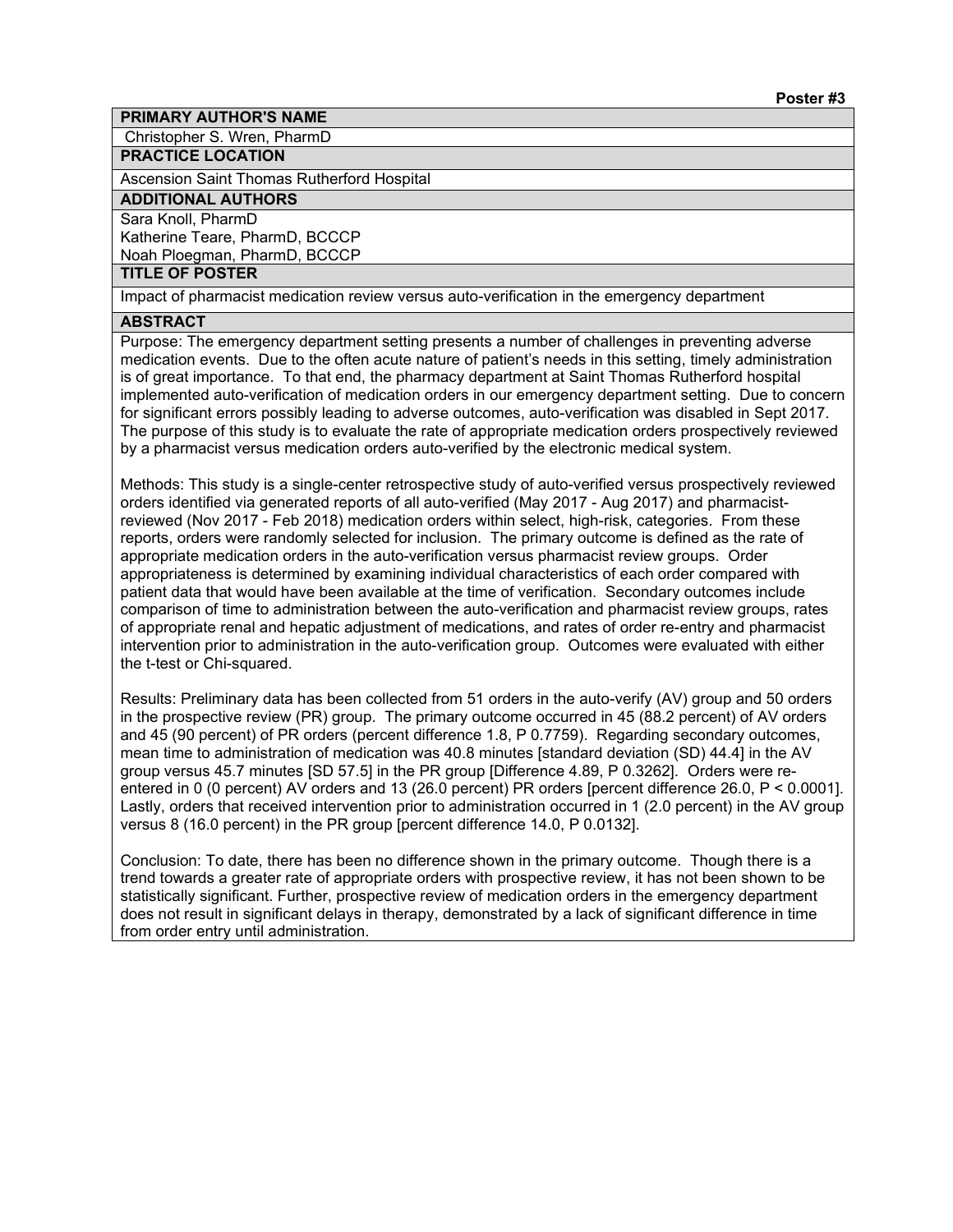**Poster #3**

**PRIMARY AUTHOR'S NAME**

Christopher S. Wren, PharmD

**PRACTICE LOCATION**

Ascension Saint Thomas Rutherford Hospital

**ADDITIONAL AUTHORS**

Sara Knoll, PharmD
Katherine Teare, PharmD, BCCCP
Noah Ploegman, PharmD, BCCCP

**TITLE OF POSTER**

Impact of pharmacist medication review versus auto-verification in the emergency department

**ABSTRACT**

Purpose: The emergency department setting presents a number of challenges in preventing adverse medication events. Due to the often acute nature of patient's needs in this setting, timely administration is of great importance. To that end, the pharmacy department at Saint Thomas Rutherford hospital implemented auto-verification of medication orders in our emergency department setting. Due to concern for significant errors possibly leading to adverse outcomes, auto-verification was disabled in Sept 2017. The purpose of this study is to evaluate the rate of appropriate medication orders prospectively reviewed by a pharmacist versus medication orders auto-verified by the electronic medical system.

Methods: This study is a single-center retrospective study of auto-verified versus prospectively reviewed orders identified via generated reports of all auto-verified (May 2017 - Aug 2017) and pharmacist-reviewed (Nov 2017 - Feb 2018) medication orders within select, high-risk, categories. From these reports, orders were randomly selected for inclusion. The primary outcome is defined as the rate of appropriate medication orders in the auto-verification versus pharmacist review groups. Order appropriateness is determined by examining individual characteristics of each order compared with patient data that would have been available at the time of verification. Secondary outcomes include comparison of time to administration between the auto-verification and pharmacist review groups, rates of appropriate renal and hepatic adjustment of medications, and rates of order re-entry and pharmacist intervention prior to administration in the auto-verification group. Outcomes were evaluated with either the t-test or Chi-squared.

Results: Preliminary data has been collected from 51 orders in the auto-verify (AV) group and 50 orders in the prospective review (PR) group. The primary outcome occurred in 45 (88.2 percent) of AV orders and 45 (90 percent) of PR orders (percent difference 1.8, P 0.7759). Regarding secondary outcomes, mean time to administration of medication was 40.8 minutes [standard deviation (SD) 44.4] in the AV group versus 45.7 minutes [SD 57.5] in the PR group [Difference 4.89, P 0.3262]. Orders were re-entered in 0 (0 percent) AV orders and 13 (26.0 percent) PR orders [percent difference 26.0, $P < 0.0001$]. Lastly, orders that received intervention prior to administration occurred in 1 (2.0 percent) in the AV group versus 8 (16.0 percent) in the PR group [percent difference 14.0, P 0.0132].

Conclusion: To date, there has been no difference shown in the primary outcome. Though there is a trend towards a greater rate of appropriate orders with prospective review, it has not been shown to be statistically significant. Further, prospective review of medication orders in the emergency department does not result in significant delays in therapy, demonstrated by a lack of significant difference in time from order entry until administration.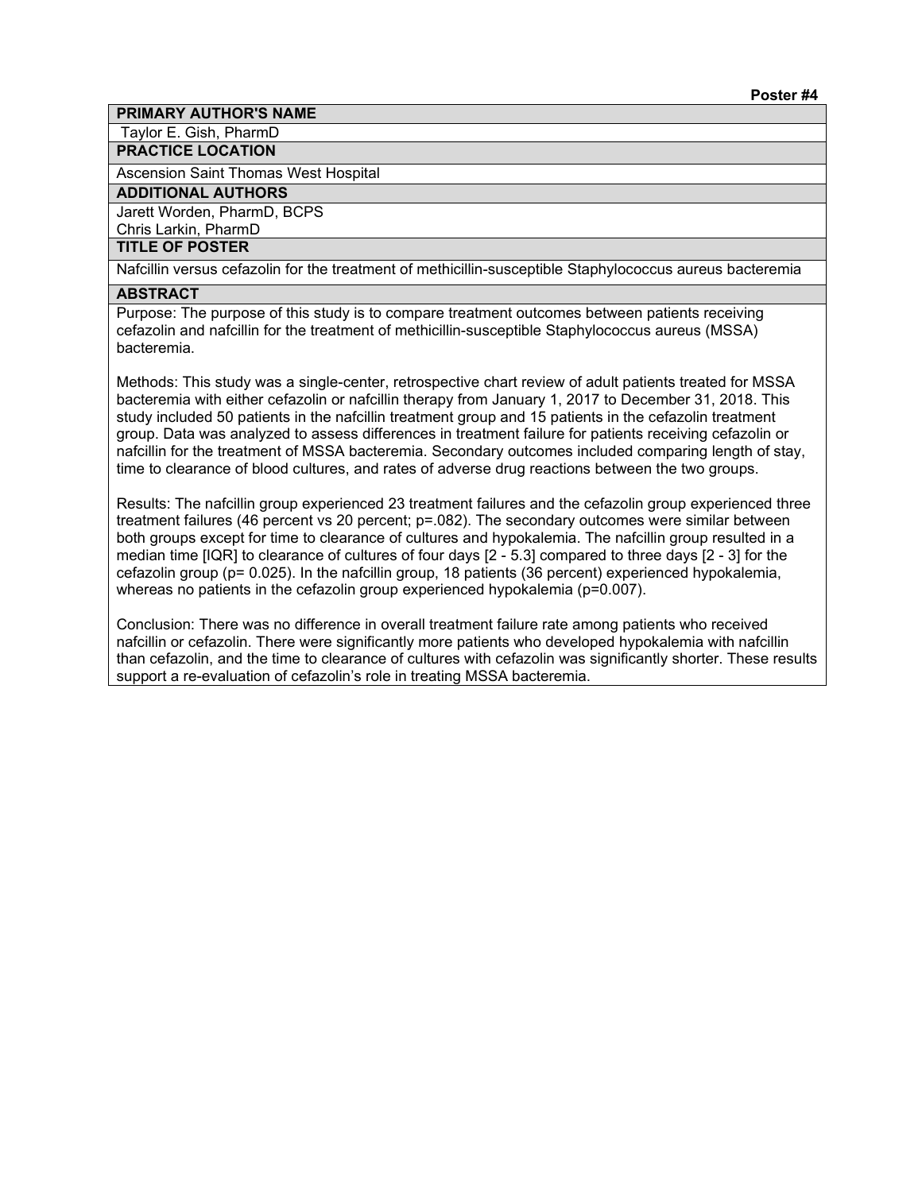**Poster #4**

**PRIMARY AUTHOR'S NAME**

Taylor E. Gish, PharmD

**PRACTICE LOCATION**

Ascension Saint Thomas West Hospital

**ADDITIONAL AUTHORS**

Jarett Worden, PharmD, BCPS
Chris Larkin, PharmD

**TITLE OF POSTER**

Nafcillin versus cefazolin for the treatment of methicillin-susceptible Staphylococcus aureus bacteremia

**ABSTRACT**

Purpose: The purpose of this study is to compare treatment outcomes between patients receiving cefazolin and nafcillin for the treatment of methicillin-susceptible Staphylococcus aureus (MSSA) bacteremia.

Methods: This study was a single-center, retrospective chart review of adult patients treated for MSSA bacteremia with either cefazolin or nafcillin therapy from January 1, 2017 to December 31, 2018. This study included 50 patients in the nafcillin treatment group and 15 patients in the cefazolin treatment group. Data was analyzed to assess differences in treatment failure for patients receiving cefazolin or nafcillin for the treatment of MSSA bacteremia. Secondary outcomes included comparing length of stay, time to clearance of blood cultures, and rates of adverse drug reactions between the two groups.

Results: The nafcillin group experienced 23 treatment failures and the cefazolin group experienced three treatment failures (46 percent vs 20 percent; p=.082). The secondary outcomes were similar between both groups except for time to clearance of cultures and hypokalemia. The nafcillin group resulted in a median time [IQR] to clearance of cultures of four days [2 - 5.3] compared to three days [2 - 3] for the cefazolin group (p= 0.025). In the nafcillin group, 18 patients (36 percent) experienced hypokalemia, whereas no patients in the cefazolin group experienced hypokalemia (p=0.007).

Conclusion: There was no difference in overall treatment failure rate among patients who received nafcillin or cefazolin. There were significantly more patients who developed hypokalemia with nafcillin than cefazolin, and the time to clearance of cultures with cefazolin was significantly shorter. These results support a re-evaluation of cefazolin's role in treating MSSA bacteremia.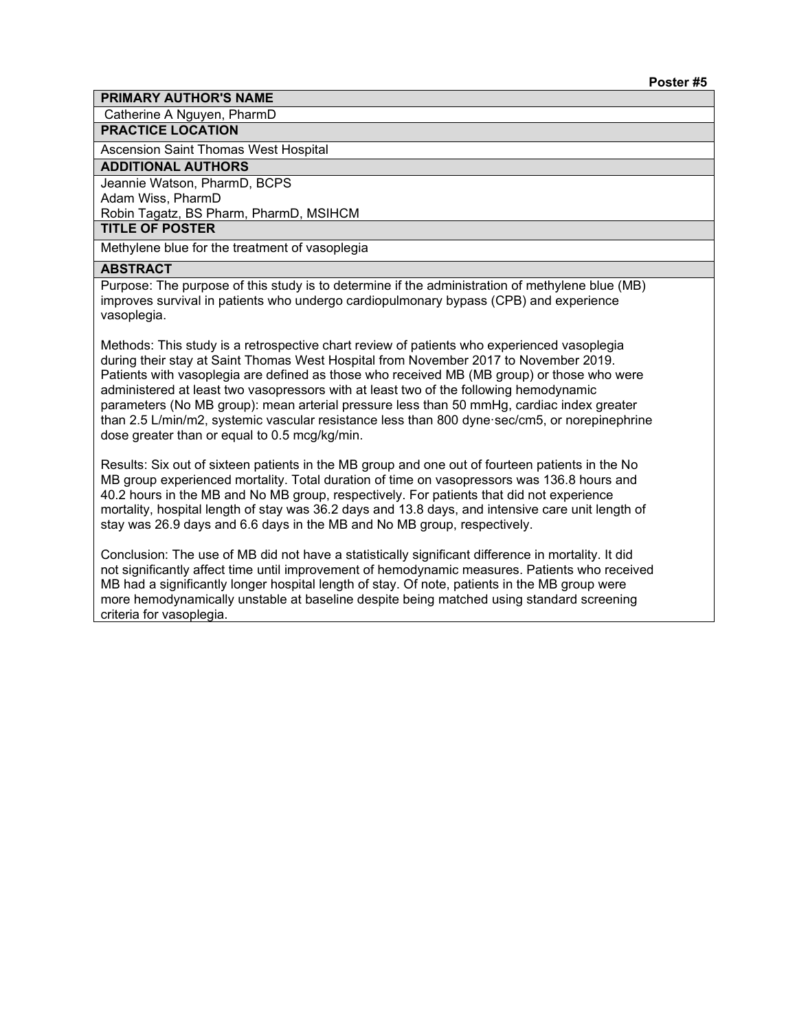**Poster #5**

**PRIMARY AUTHOR'S NAME**

Catherine A Nguyen, PharmD

**PRACTICE LOCATION**

Ascension Saint Thomas West Hospital

**ADDITIONAL AUTHORS**

Jeannie Watson, PharmD, BCPS
Adam Wiss, PharmD
Robin Tagatz, BS Pharm, PharmD, MSIHCM

**TITLE OF POSTER**

Methylene blue for the treatment of vasoplegia

**ABSTRACT**

Purpose: The purpose of this study is to determine if the administration of methylene blue (MB) improves survival in patients who undergo cardiopulmonary bypass (CPB) and experience vasoplegia.

Methods: This study is a retrospective chart review of patients who experienced vasoplegia during their stay at Saint Thomas West Hospital from November 2017 to November 2019. Patients with vasoplegia are defined as those who received MB (MB group) or those who were administered at least two vasopressors with at least two of the following hemodynamic parameters (No MB group): mean arterial pressure less than 50 mmHg, cardiac index greater than 2.5 L/min/m2, systemic vascular resistance less than 800 dyne·sec/cm5, or norepinephrine dose greater than or equal to 0.5 mcg/kg/min.

Results: Six out of sixteen patients in the MB group and one out of fourteen patients in the No MB group experienced mortality. Total duration of time on vasopressors was 136.8 hours and 40.2 hours in the MB and No MB group, respectively. For patients that did not experience mortality, hospital length of stay was 36.2 days and 13.8 days, and intensive care unit length of stay was 26.9 days and 6.6 days in the MB and No MB group, respectively.

Conclusion: The use of MB did not have a statistically significant difference in mortality. It did not significantly affect time until improvement of hemodynamic measures. Patients who received MB had a significantly longer hospital length of stay. Of note, patients in the MB group were more hemodynamically unstable at baseline despite being matched using standard screening criteria for vasoplegia.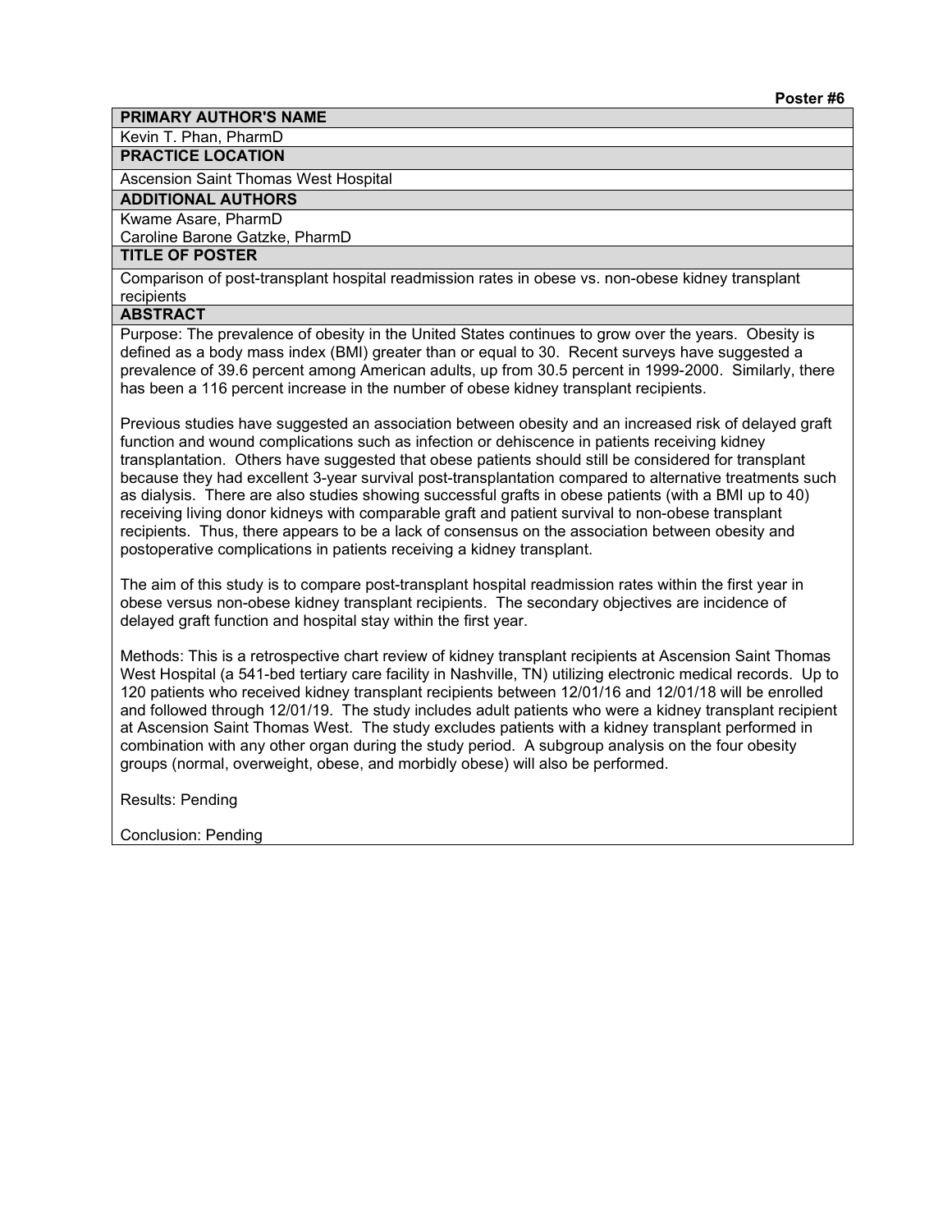**Poster #6**

**PRIMARY AUTHOR'S NAME**

Kevin T. Phan, PharmD

**PRACTICE LOCATION**

Ascension Saint Thomas West Hospital

**ADDITIONAL AUTHORS**

Kwame Asare, PharmD
Caroline Barone Gatzke, PharmD

**TITLE OF POSTER**

Comparison of post-transplant hospital readmission rates in obese vs. non-obese kidney transplant recipients

**ABSTRACT**

Purpose: The prevalence of obesity in the United States continues to grow over the years. Obesity is defined as a body mass index (BMI) greater than or equal to 30. Recent surveys have suggested a prevalence of 39.6 percent among American adults, up from 30.5 percent in 1999-2000. Similarly, there has been a 116 percent increase in the number of obese kidney transplant recipients.

Previous studies have suggested an association between obesity and an increased risk of delayed graft function and wound complications such as infection or dehiscence in patients receiving kidney transplantation. Others have suggested that obese patients should still be considered for transplant because they had excellent 3-year survival post-transplantation compared to alternative treatments such as dialysis. There are also studies showing successful grafts in obese patients (with a BMI up to 40) receiving living donor kidneys with comparable graft and patient survival to non-obese transplant recipients. Thus, there appears to be a lack of consensus on the association between obesity and postoperative complications in patients receiving a kidney transplant.

The aim of this study is to compare post-transplant hospital readmission rates within the first year in obese versus non-obese kidney transplant recipients. The secondary objectives are incidence of delayed graft function and hospital stay within the first year.

Methods: This is a retrospective chart review of kidney transplant recipients at Ascension Saint Thomas West Hospital (a 541-bed tertiary care facility in Nashville, TN) utilizing electronic medical records. Up to 120 patients who received kidney transplant recipients between 12/01/16 and 12/01/18 will be enrolled and followed through 12/01/19. The study includes adult patients who were a kidney transplant recipient at Ascension Saint Thomas West. The study excludes patients with a kidney transplant performed in combination with any other organ during the study period. A subgroup analysis on the four obesity groups (normal, overweight, obese, and morbidly obese) will also be performed.

Results: Pending

Conclusion: Pending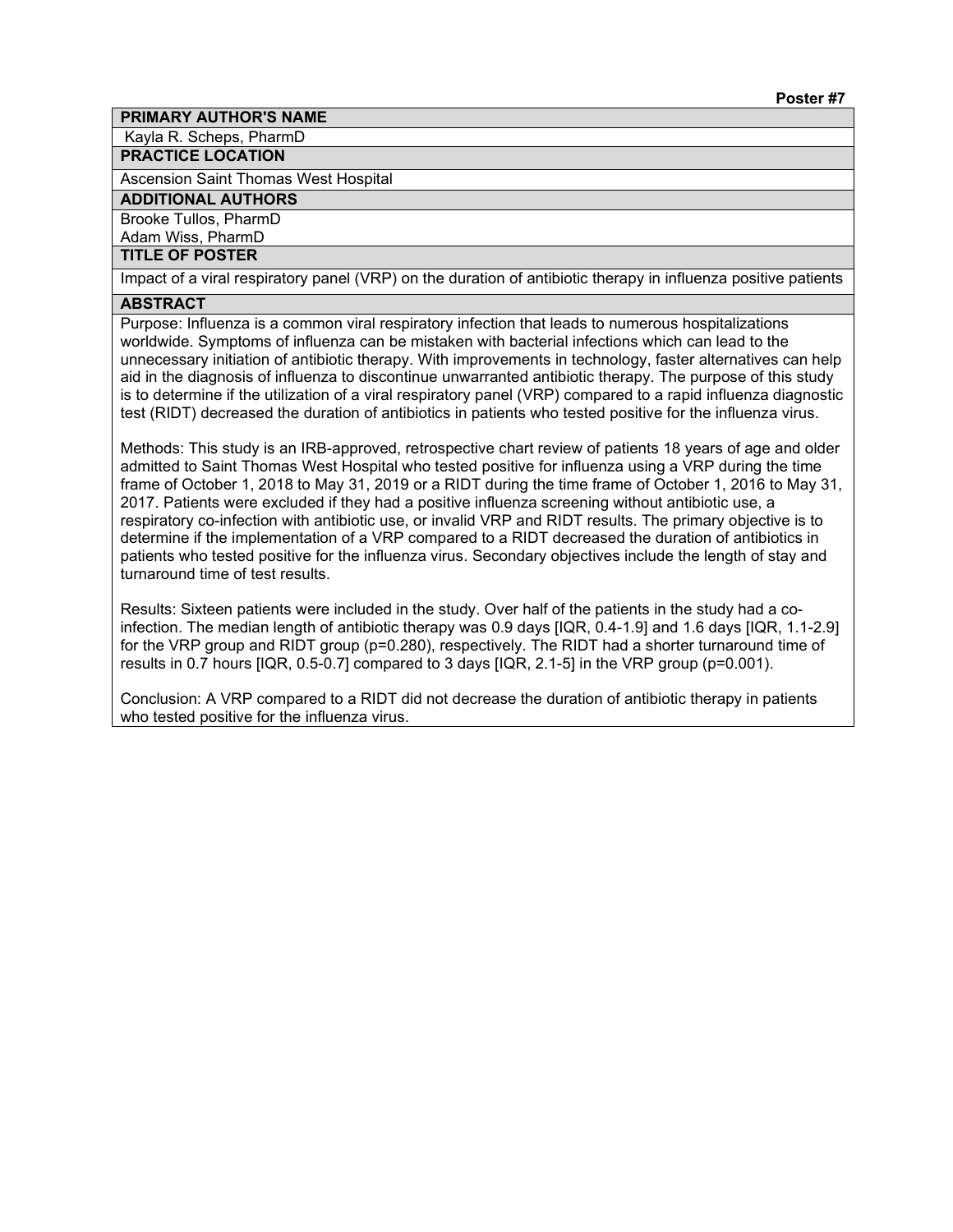**Poster #7**

**PRIMARY AUTHOR'S NAME**

Kayla R. Scheps, PharmD

**PRACTICE LOCATION**

Ascension Saint Thomas West Hospital

**ADDITIONAL AUTHORS**

Brooke Tullos, PharmD
Adam Wiss, PharmD

**TITLE OF POSTER**

Impact of a viral respiratory panel (VRP) on the duration of antibiotic therapy in influenza positive patients

**ABSTRACT**

Purpose: Influenza is a common viral respiratory infection that leads to numerous hospitalizations worldwide. Symptoms of influenza can be mistaken with bacterial infections which can lead to the unnecessary initiation of antibiotic therapy. With improvements in technology, faster alternatives can help aid in the diagnosis of influenza to discontinue unwarranted antibiotic therapy. The purpose of this study is to determine if the utilization of a viral respiratory panel (VRP) compared to a rapid influenza diagnostic test (RIDT) decreased the duration of antibiotics in patients who tested positive for the influenza virus.

Methods: This study is an IRB-approved, retrospective chart review of patients 18 years of age and older admitted to Saint Thomas West Hospital who tested positive for influenza using a VRP during the time frame of October 1, 2018 to May 31, 2019 or a RIDT during the time frame of October 1, 2016 to May 31, 2017. Patients were excluded if they had a positive influenza screening without antibiotic use, a respiratory co-infection with antibiotic use, or invalid VRP and RIDT results. The primary objective is to determine if the implementation of a VRP compared to a RIDT decreased the duration of antibiotics in patients who tested positive for the influenza virus. Secondary objectives include the length of stay and turnaround time of test results.

Results: Sixteen patients were included in the study. Over half of the patients in the study had a co-infection. The median length of antibiotic therapy was 0.9 days [IQR, 0.4-1.9] and 1.6 days [IQR, 1.1-2.9] for the VRP group and RIDT group (p=0.280), respectively. The RIDT had a shorter turnaround time of results in 0.7 hours [IQR, 0.5-0.7] compared to 3 days [IQR, 2.1-5] in the VRP group (p=0.001).

Conclusion: A VRP compared to a RIDT did not decrease the duration of antibiotic therapy in patients who tested positive for the influenza virus.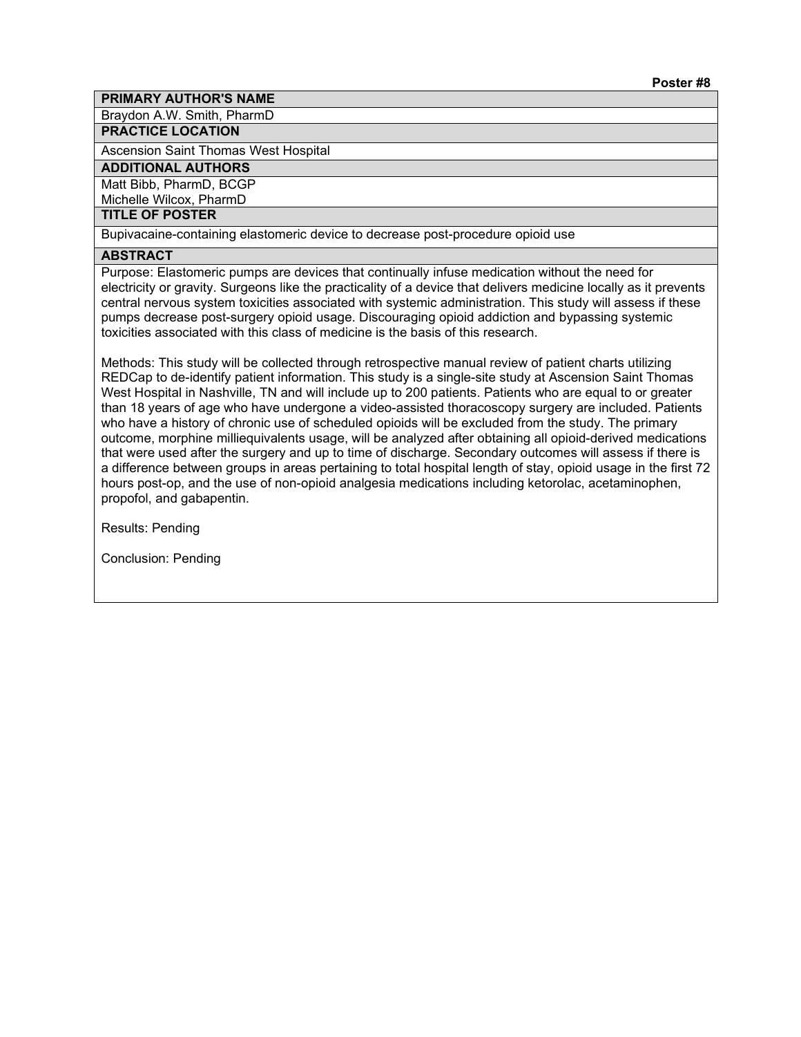**Poster #8**

**PRIMARY AUTHOR'S NAME**

Braydon A.W. Smith, PharmD

**PRACTICE LOCATION**

Ascension Saint Thomas West Hospital

**ADDITIONAL AUTHORS**

Matt Bibb, PharmD, BCGP
Michelle Wilcox, PharmD

**TITLE OF POSTER**

Bupivacaine-containing elastomeric device to decrease post-procedure opioid use

**ABSTRACT**

Purpose: Elastomeric pumps are devices that continually infuse medication without the need for electricity or gravity. Surgeons like the practicality of a device that delivers medicine locally as it prevents central nervous system toxicities associated with systemic administration. This study will assess if these pumps decrease post-surgery opioid usage. Discouraging opioid addiction and bypassing systemic toxicities associated with this class of medicine is the basis of this research.

Methods: This study will be collected through retrospective manual review of patient charts utilizing REDCap to de-identify patient information. This study is a single-site study at Ascension Saint Thomas West Hospital in Nashville, TN and will include up to 200 patients. Patients who are equal to or greater than 18 years of age who have undergone a video-assisted thoracoscopy surgery are included. Patients who have a history of chronic use of scheduled opioids will be excluded from the study. The primary outcome, morphine milliequivalents usage, will be analyzed after obtaining all opioid-derived medications that were used after the surgery and up to time of discharge. Secondary outcomes will assess if there is a difference between groups in areas pertaining to total hospital length of stay, opioid usage in the first 72 hours post-op, and the use of non-opioid analgesia medications including ketorolac, acetaminophen, propofol, and gabapentin.

Results: Pending

Conclusion: Pending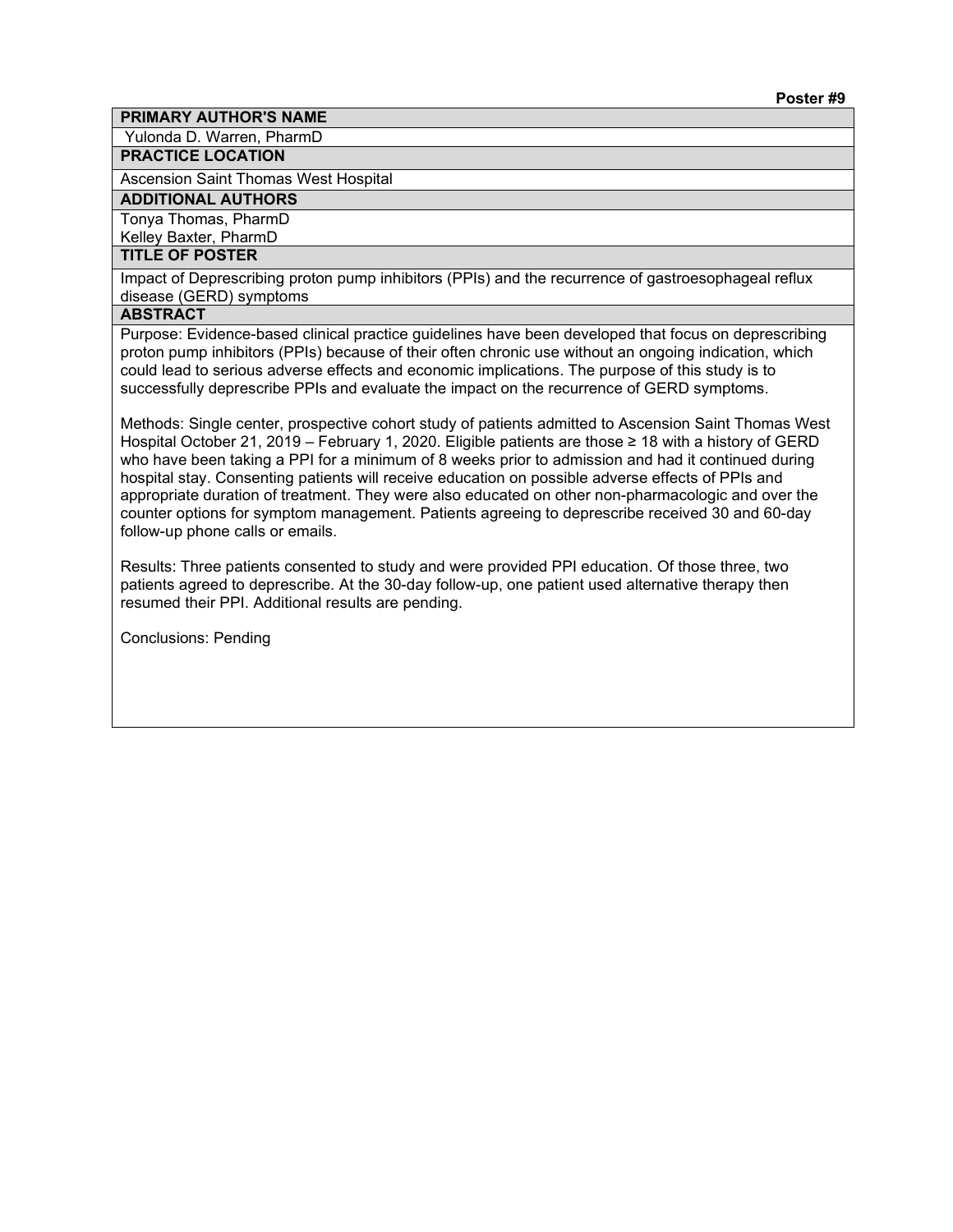**Poster #9**

**PRIMARY AUTHOR'S NAME**

Yulonda D. Warren, PharmD

**PRACTICE LOCATION**

Ascension Saint Thomas West Hospital

**ADDITIONAL AUTHORS**

Tonya Thomas, PharmD
Kelley Baxter, PharmD

**TITLE OF POSTER**

Impact of Deprescribing proton pump inhibitors (PPIs) and the recurrence of gastroesophageal reflux disease (GERD) symptoms

**ABSTRACT**

Purpose: Evidence-based clinical practice guidelines have been developed that focus on deprescribing proton pump inhibitors (PPIs) because of their often chronic use without an ongoing indication, which could lead to serious adverse effects and economic implications. The purpose of this study is to successfully deprescribe PPIs and evaluate the impact on the recurrence of GERD symptoms.

Methods: Single center, prospective cohort study of patients admitted to Ascension Saint Thomas West Hospital October 21, 2019 – February 1, 2020. Eligible patients are those ≥ 18 with a history of GERD who have been taking a PPI for a minimum of 8 weeks prior to admission and had it continued during hospital stay. Consenting patients will receive education on possible adverse effects of PPIs and appropriate duration of treatment. They were also educated on other non-pharmacologic and over the counter options for symptom management. Patients agreeing to deprescribe received 30 and 60-day follow-up phone calls or emails.

Results: Three patients consented to study and were provided PPI education. Of those three, two patients agreed to deprescribe. At the 30-day follow-up, one patient used alternative therapy then resumed their PPI. Additional results are pending.

Conclusions: Pending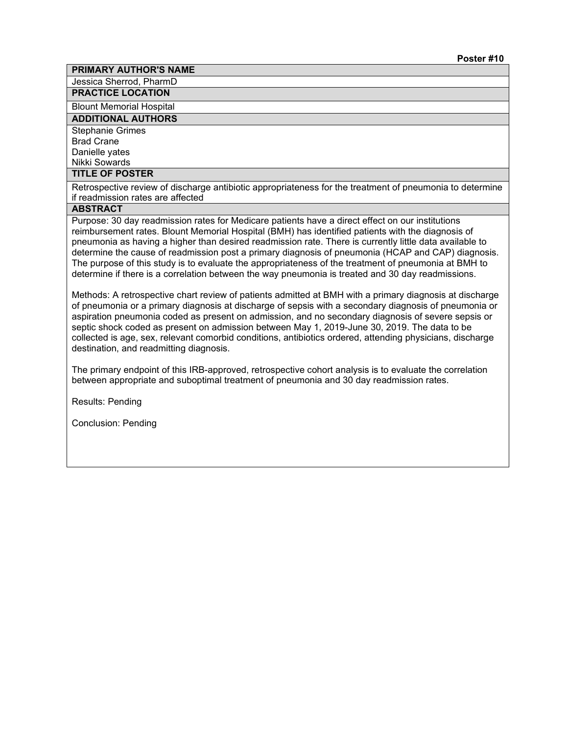**Poster #10**

## PRIMARY AUTHOR'S NAME

Jessica Sherrod, PharmD

## PRACTICE LOCATION

Blount Memorial Hospital

## ADDITIONAL AUTHORS

Stephanie Grimes
Brad Crane
Danielle yates
Nikki Sowards

## TITLE OF POSTER

Retrospective review of discharge antibiotic appropriateness for the treatment of pneumonia to determine if readmission rates are affected

## ABSTRACT

Purpose: 30 day readmission rates for Medicare patients have a direct effect on our institutions reimbursement rates. Blount Memorial Hospital (BMH) has identified patients with the diagnosis of pneumonia as having a higher than desired readmission rate. There is currently little data available to determine the cause of readmission post a primary diagnosis of pneumonia (HCAP and CAP) diagnosis. The purpose of this study is to evaluate the appropriateness of the treatment of pneumonia at BMH to determine if there is a correlation between the way pneumonia is treated and 30 day readmissions.

Methods: A retrospective chart review of patients admitted at BMH with a primary diagnosis at discharge of pneumonia or a primary diagnosis at discharge of sepsis with a secondary diagnosis of pneumonia or aspiration pneumonia coded as present on admission, and no secondary diagnosis of severe sepsis or septic shock coded as present on admission between May 1, 2019-June 30, 2019. The data to be collected is age, sex, relevant comorbid conditions, antibiotics ordered, attending physicians, discharge destination, and readmitting diagnosis.

The primary endpoint of this IRB-approved, retrospective cohort analysis is to evaluate the correlation between appropriate and suboptimal treatment of pneumonia and 30 day readmission rates.

Results: Pending

Conclusion: Pending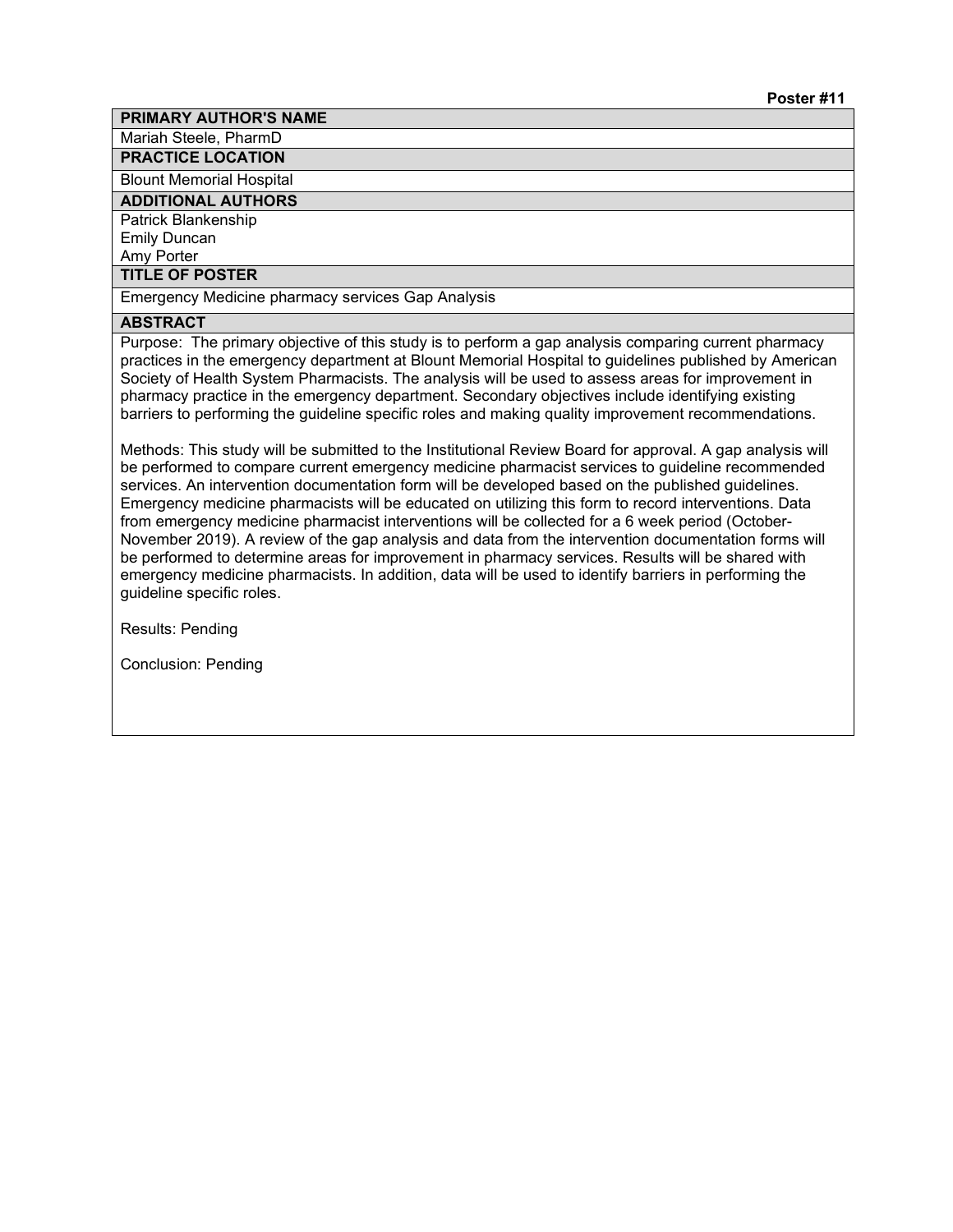**Poster #11**

**PRIMARY AUTHOR'S NAME**

Mariah Steele, PharmD

**PRACTICE LOCATION**

Blount Memorial Hospital

**ADDITIONAL AUTHORS**

Patrick Blankenship
Emily Duncan
Amy Porter

**TITLE OF POSTER**

Emergency Medicine pharmacy services Gap Analysis

**ABSTRACT**

Purpose: The primary objective of this study is to perform a gap analysis comparing current pharmacy practices in the emergency department at Blount Memorial Hospital to guidelines published by American Society of Health System Pharmacists. The analysis will be used to assess areas for improvement in pharmacy practice in the emergency department. Secondary objectives include identifying existing barriers to performing the guideline specific roles and making quality improvement recommendations.

Methods: This study will be submitted to the Institutional Review Board for approval. A gap analysis will be performed to compare current emergency medicine pharmacist services to guideline recommended services. An intervention documentation form will be developed based on the published guidelines. Emergency medicine pharmacists will be educated on utilizing this form to record interventions. Data from emergency medicine pharmacist interventions will be collected for a 6 week period (October-November 2019). A review of the gap analysis and data from the intervention documentation forms will be performed to determine areas for improvement in pharmacy services. Results will be shared with emergency medicine pharmacists. In addition, data will be used to identify barriers in performing the guideline specific roles.

Results: Pending

Conclusion: Pending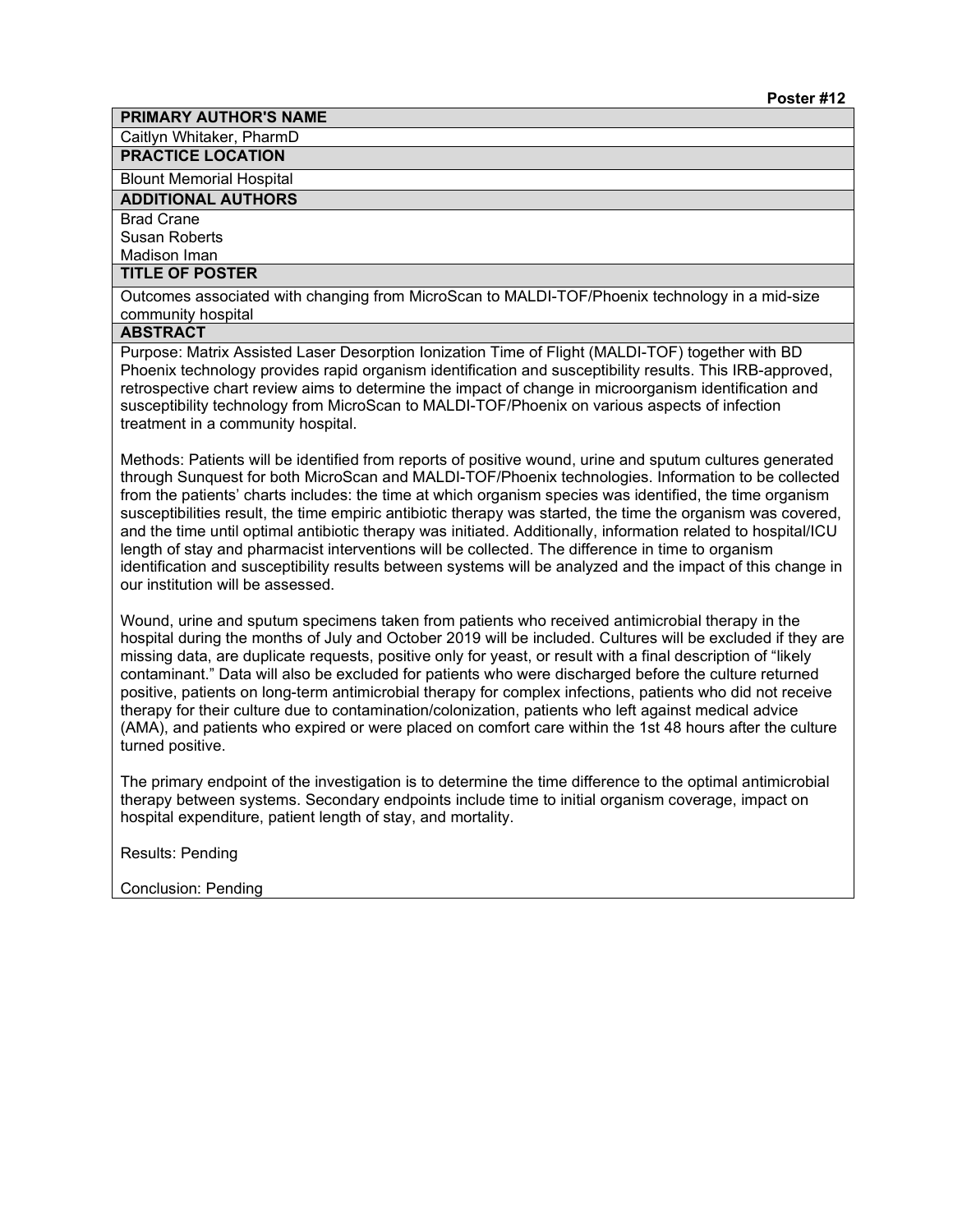**Poster #12**

**PRIMARY AUTHOR'S NAME**

Caitlyn Whitaker, PharmD

**PRACTICE LOCATION**

Blount Memorial Hospital

**ADDITIONAL AUTHORS**

Brad Crane
Susan Roberts
Madison Iman

**TITLE OF POSTER**

Outcomes associated with changing from MicroScan to MALDI-TOF/Phoenix technology in a mid-size community hospital

**ABSTRACT**

Purpose: Matrix Assisted Laser Desorption Ionization Time of Flight (MALDI-TOF) together with BD Phoenix technology provides rapid organism identification and susceptibility results. This IRB-approved, retrospective chart review aims to determine the impact of change in microorganism identification and susceptibility technology from MicroScan to MALDI-TOF/Phoenix on various aspects of infection treatment in a community hospital.

Methods: Patients will be identified from reports of positive wound, urine and sputum cultures generated through Sunquest for both MicroScan and MALDI-TOF/Phoenix technologies. Information to be collected from the patients' charts includes: the time at which organism species was identified, the time organism susceptibilities result, the time empiric antibiotic therapy was started, the time the organism was covered, and the time until optimal antibiotic therapy was initiated. Additionally, information related to hospital/ICU length of stay and pharmacist interventions will be collected. The difference in time to organism identification and susceptibility results between systems will be analyzed and the impact of this change in our institution will be assessed.

Wound, urine and sputum specimens taken from patients who received antimicrobial therapy in the hospital during the months of July and October 2019 will be included. Cultures will be excluded if they are missing data, are duplicate requests, positive only for yeast, or result with a final description of "likely contaminant." Data will also be excluded for patients who were discharged before the culture returned positive, patients on long-term antimicrobial therapy for complex infections, patients who did not receive therapy for their culture due to contamination/colonization, patients who left against medical advice (AMA), and patients who expired or were placed on comfort care within the 1st 48 hours after the culture turned positive.

The primary endpoint of the investigation is to determine the time difference to the optimal antimicrobial therapy between systems. Secondary endpoints include time to initial organism coverage, impact on hospital expenditure, patient length of stay, and mortality.

Results: Pending

Conclusion: Pending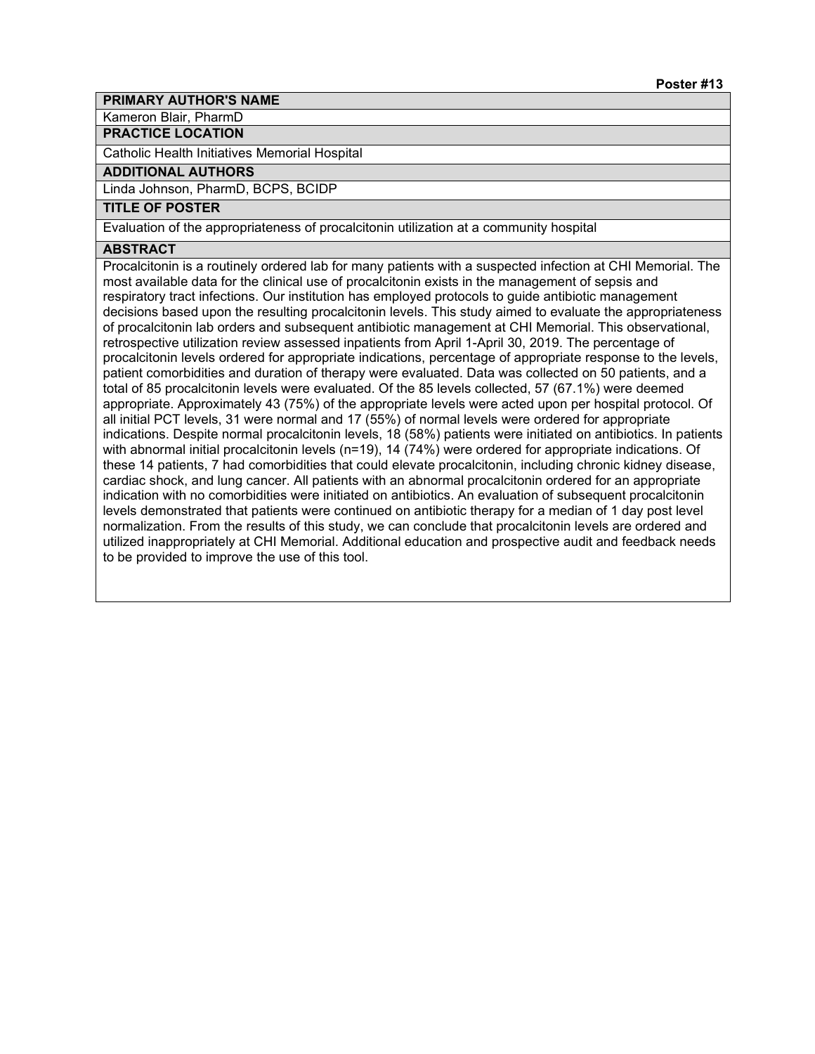**Poster #13**

**PRIMARY AUTHOR'S NAME**

Kameron Blair, PharmD

**PRACTICE LOCATION**

Catholic Health Initiatives Memorial Hospital

**ADDITIONAL AUTHORS**

Linda Johnson, PharmD, BCPS, BCIDP

**TITLE OF POSTER**

Evaluation of the appropriateness of procalcitonin utilization at a community hospital

**ABSTRACT**

Procalcitonin is a routinely ordered lab for many patients with a suspected infection at CHI Memorial. The most available data for the clinical use of procalcitonin exists in the management of sepsis and respiratory tract infections. Our institution has employed protocols to guide antibiotic management decisions based upon the resulting procalcitonin levels. This study aimed to evaluate the appropriateness of procalcitonin lab orders and subsequent antibiotic management at CHI Memorial. This observational, retrospective utilization review assessed inpatients from April 1-April 30, 2019. The percentage of procalcitonin levels ordered for appropriate indications, percentage of appropriate response to the levels, patient comorbidities and duration of therapy were evaluated. Data was collected on 50 patients, and a total of 85 procalcitonin levels were evaluated. Of the 85 levels collected, 57 (67.1%) were deemed appropriate. Approximately 43 (75%) of the appropriate levels were acted upon per hospital protocol. Of all initial PCT levels, 31 were normal and 17 (55%) of normal levels were ordered for appropriate indications. Despite normal procalcitonin levels, 18 (58%) patients were initiated on antibiotics. In patients with abnormal initial procalcitonin levels (n=19), 14 (74%) were ordered for appropriate indications. Of these 14 patients, 7 had comorbidities that could elevate procalcitonin, including chronic kidney disease, cardiac shock, and lung cancer. All patients with an abnormal procalcitonin ordered for an appropriate indication with no comorbidities were initiated on antibiotics. An evaluation of subsequent procalcitonin levels demonstrated that patients were continued on antibiotic therapy for a median of 1 day post level normalization. From the results of this study, we can conclude that procalcitonin levels are ordered and utilized inappropriately at CHI Memorial. Additional education and prospective audit and feedback needs to be provided to improve the use of this tool.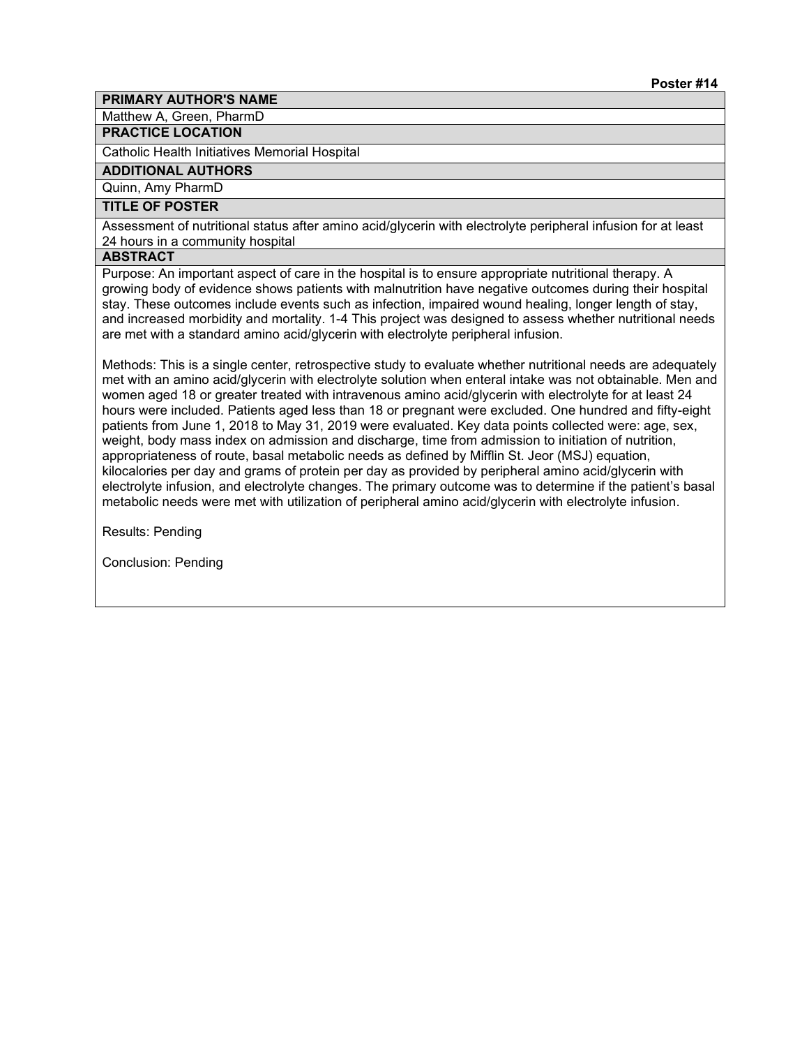**Poster #14**

**PRIMARY AUTHOR'S NAME**

Matthew A, Green, PharmD

**PRACTICE LOCATION**

Catholic Health Initiatives Memorial Hospital

**ADDITIONAL AUTHORS**

Quinn, Amy PharmD

**TITLE OF POSTER**

Assessment of nutritional status after amino acid/glycerin with electrolyte peripheral infusion for at least 24 hours in a community hospital

**ABSTRACT**

Purpose: An important aspect of care in the hospital is to ensure appropriate nutritional therapy. A growing body of evidence shows patients with malnutrition have negative outcomes during their hospital stay. These outcomes include events such as infection, impaired wound healing, longer length of stay, and increased morbidity and mortality. 1-4 This project was designed to assess whether nutritional needs are met with a standard amino acid/glycerin with electrolyte peripheral infusion.

Methods: This is a single center, retrospective study to evaluate whether nutritional needs are adequately met with an amino acid/glycerin with electrolyte solution when enteral intake was not obtainable. Men and women aged 18 or greater treated with intravenous amino acid/glycerin with electrolyte for at least 24 hours were included. Patients aged less than 18 or pregnant were excluded. One hundred and fifty-eight patients from June 1, 2018 to May 31, 2019 were evaluated. Key data points collected were: age, sex, weight, body mass index on admission and discharge, time from admission to initiation of nutrition, appropriateness of route, basal metabolic needs as defined by Mifflin St. Jeor (MSJ) equation, kilocalories per day and grams of protein per day as provided by peripheral amino acid/glycerin with electrolyte infusion, and electrolyte changes. The primary outcome was to determine if the patient's basal metabolic needs were met with utilization of peripheral amino acid/glycerin with electrolyte infusion.

Results: Pending

Conclusion: Pending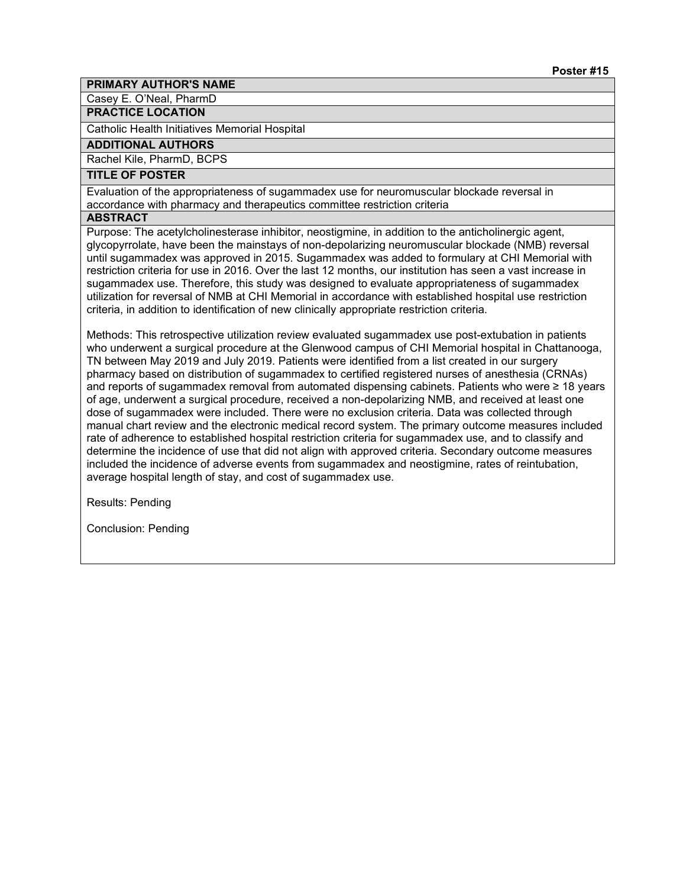**Poster #15**

**PRIMARY AUTHOR'S NAME**

Casey E. O'Neal, PharmD

**PRACTICE LOCATION**

Catholic Health Initiatives Memorial Hospital

**ADDITIONAL AUTHORS**

Rachel Kile, PharmD, BCPS

**TITLE OF POSTER**

Evaluation of the appropriateness of sugammadex use for neuromuscular blockade reversal in accordance with pharmacy and therapeutics committee restriction criteria

**ABSTRACT**

Purpose: The acetylcholinesterase inhibitor, neostigmine, in addition to the anticholinergic agent, glycopyrrolate, have been the mainstays of non-depolarizing neuromuscular blockade (NMB) reversal until sugammadex was approved in 2015. Sugammadex was added to formulary at CHI Memorial with restriction criteria for use in 2016. Over the last 12 months, our institution has seen a vast increase in sugammadex use. Therefore, this study was designed to evaluate appropriateness of sugammadex utilization for reversal of NMB at CHI Memorial in accordance with established hospital use restriction criteria, in addition to identification of new clinically appropriate restriction criteria.

Methods: This retrospective utilization review evaluated sugammadex use post-extubation in patients who underwent a surgical procedure at the Glenwood campus of CHI Memorial hospital in Chattanooga, TN between May 2019 and July 2019. Patients were identified from a list created in our surgery pharmacy based on distribution of sugammadex to certified registered nurses of anesthesia (CRNAs) and reports of sugammadex removal from automated dispensing cabinets. Patients who were ≥ 18 years of age, underwent a surgical procedure, received a non-depolarizing NMB, and received at least one dose of sugammadex were included. There were no exclusion criteria. Data was collected through manual chart review and the electronic medical record system. The primary outcome measures included rate of adherence to established hospital restriction criteria for sugammadex use, and to classify and determine the incidence of use that did not align with approved criteria. Secondary outcome measures included the incidence of adverse events from sugammadex and neostigmine, rates of reintubation, average hospital length of stay, and cost of sugammadex use.

Results: Pending

Conclusion: Pending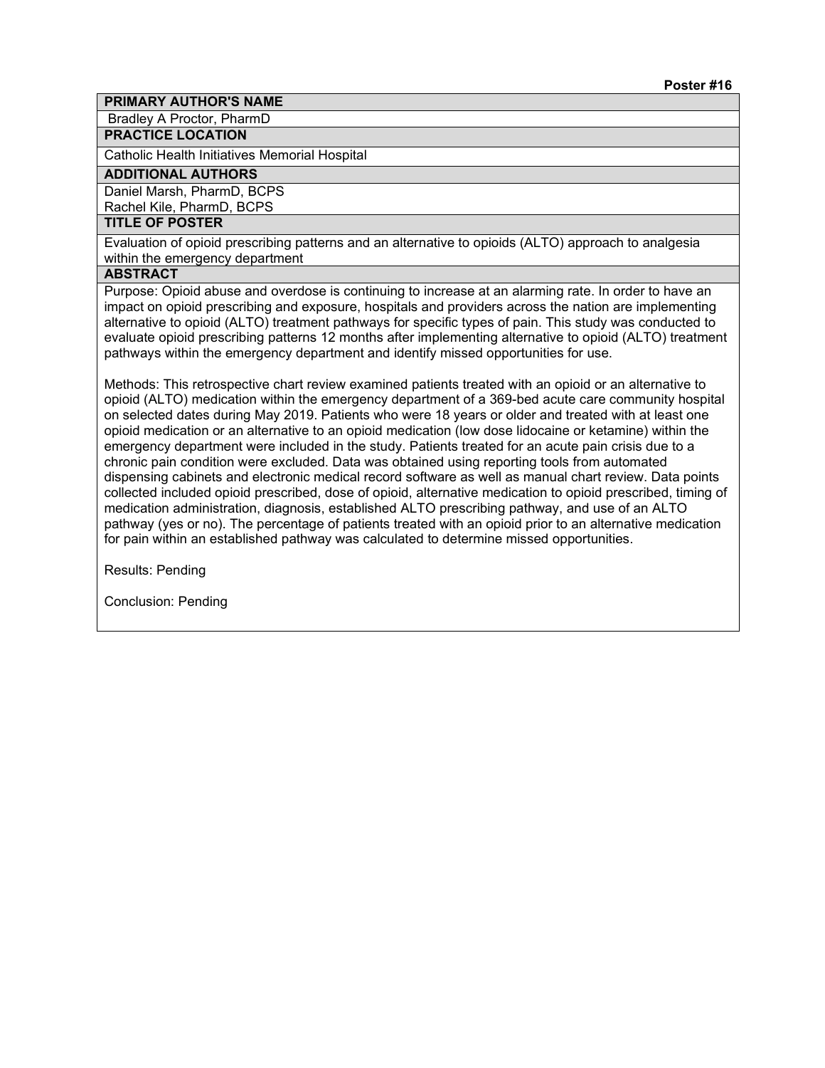**Poster #16**

**PRIMARY AUTHOR'S NAME**

Bradley A Proctor, PharmD

**PRACTICE LOCATION**

Catholic Health Initiatives Memorial Hospital

**ADDITIONAL AUTHORS**

Daniel Marsh, PharmD, BCPS
Rachel Kile, PharmD, BCPS

**TITLE OF POSTER**

Evaluation of opioid prescribing patterns and an alternative to opioids (ALTO) approach to analgesia within the emergency department

**ABSTRACT**

Purpose: Opioid abuse and overdose is continuing to increase at an alarming rate. In order to have an impact on opioid prescribing and exposure, hospitals and providers across the nation are implementing alternative to opioid (ALTO) treatment pathways for specific types of pain. This study was conducted to evaluate opioid prescribing patterns 12 months after implementing alternative to opioid (ALTO) treatment pathways within the emergency department and identify missed opportunities for use.

Methods: This retrospective chart review examined patients treated with an opioid or an alternative to opioid (ALTO) medication within the emergency department of a 369-bed acute care community hospital on selected dates during May 2019. Patients who were 18 years or older and treated with at least one opioid medication or an alternative to an opioid medication (low dose lidocaine or ketamine) within the emergency department were included in the study. Patients treated for an acute pain crisis due to a chronic pain condition were excluded. Data was obtained using reporting tools from automated dispensing cabinets and electronic medical record software as well as manual chart review. Data points collected included opioid prescribed, dose of opioid, alternative medication to opioid prescribed, timing of medication administration, diagnosis, established ALTO prescribing pathway, and use of an ALTO pathway (yes or no). The percentage of patients treated with an opioid prior to an alternative medication for pain within an established pathway was calculated to determine missed opportunities.

Results: Pending

Conclusion: Pending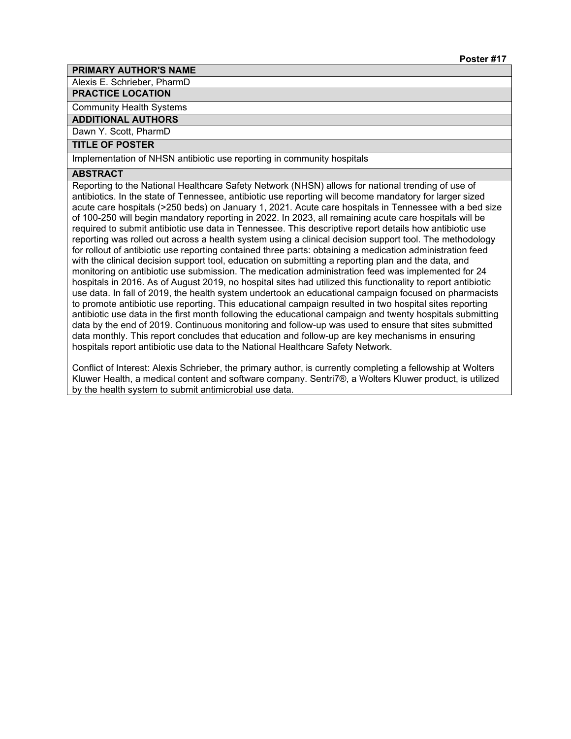**Poster #17**

**PRIMARY AUTHOR'S NAME**

Alexis E. Schrieber, PharmD

**PRACTICE LOCATION**

Community Health Systems

**ADDITIONAL AUTHORS**

Dawn Y. Scott, PharmD

**TITLE OF POSTER**

Implementation of NHSN antibiotic use reporting in community hospitals

**ABSTRACT**

Reporting to the National Healthcare Safety Network (NHSN) allows for national trending of use of antibiotics. In the state of Tennessee, antibiotic use reporting will become mandatory for larger sized acute care hospitals (>250 beds) on January 1, 2021. Acute care hospitals in Tennessee with a bed size of 100-250 will begin mandatory reporting in 2022. In 2023, all remaining acute care hospitals will be required to submit antibiotic use data in Tennessee. This descriptive report details how antibiotic use reporting was rolled out across a health system using a clinical decision support tool. The methodology for rollout of antibiotic use reporting contained three parts: obtaining a medication administration feed with the clinical decision support tool, education on submitting a reporting plan and the data, and monitoring on antibiotic use submission. The medication administration feed was implemented for 24 hospitals in 2016. As of August 2019, no hospital sites had utilized this functionality to report antibiotic use data. In fall of 2019, the health system undertook an educational campaign focused on pharmacists to promote antibiotic use reporting. This educational campaign resulted in two hospital sites reporting antibiotic use data in the first month following the educational campaign and twenty hospitals submitting data by the end of 2019. Continuous monitoring and follow-up was used to ensure that sites submitted data monthly. This report concludes that education and follow-up are key mechanisms in ensuring hospitals report antibiotic use data to the National Healthcare Safety Network.

Conflict of Interest: Alexis Schrieber, the primary author, is currently completing a fellowship at Wolters Kluwer Health, a medical content and software company. Sentri7®, a Wolters Kluwer product, is utilized by the health system to submit antimicrobial use data.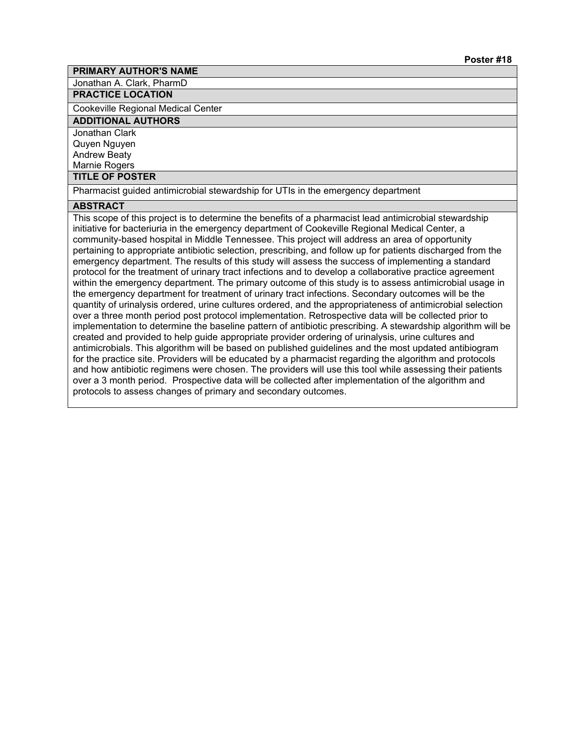**Poster #18**

**PRIMARY AUTHOR'S NAME**

Jonathan A. Clark, PharmD

**PRACTICE LOCATION**

Cookeville Regional Medical Center

**ADDITIONAL AUTHORS**

Jonathan Clark
Quyen Nguyen
Andrew Beaty
Marnie Rogers

**TITLE OF POSTER**

Pharmacist guided antimicrobial stewardship for UTIs in the emergency department

**ABSTRACT**

This scope of this project is to determine the benefits of a pharmacist lead antimicrobial stewardship initiative for bacteriuria in the emergency department of Cookeville Regional Medical Center, a community-based hospital in Middle Tennessee. This project will address an area of opportunity pertaining to appropriate antibiotic selection, prescribing, and follow up for patients discharged from the emergency department. The results of this study will assess the success of implementing a standard protocol for the treatment of urinary tract infections and to develop a collaborative practice agreement within the emergency department. The primary outcome of this study is to assess antimicrobial usage in the emergency department for treatment of urinary tract infections. Secondary outcomes will be the quantity of urinalysis ordered, urine cultures ordered, and the appropriateness of antimicrobial selection over a three month period post protocol implementation. Retrospective data will be collected prior to implementation to determine the baseline pattern of antibiotic prescribing. A stewardship algorithm will be created and provided to help guide appropriate provider ordering of urinalysis, urine cultures and antimicrobials. This algorithm will be based on published guidelines and the most updated antibiogram for the practice site. Providers will be educated by a pharmacist regarding the algorithm and protocols and how antibiotic regimens were chosen. The providers will use this tool while assessing their patients over a 3 month period. Prospective data will be collected after implementation of the algorithm and protocols to assess changes of primary and secondary outcomes.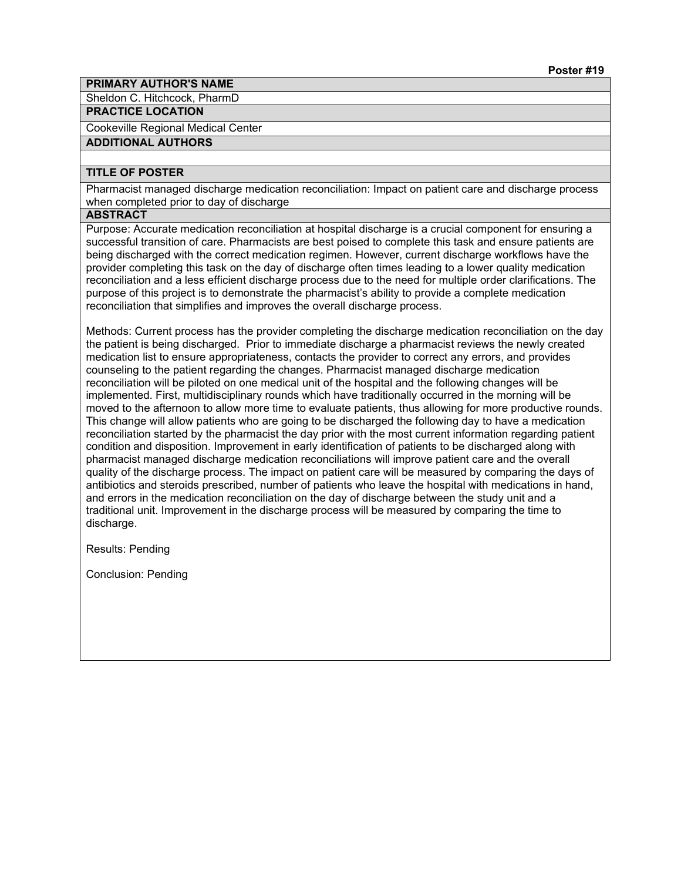**Poster #19**

**PRIMARY AUTHOR'S NAME**

Sheldon C. Hitchcock, PharmD

**PRACTICE LOCATION**

Cookeville Regional Medical Center

**ADDITIONAL AUTHORS**

**TITLE OF POSTER**

Pharmacist managed discharge medication reconciliation: Impact on patient care and discharge process when completed prior to day of discharge

**ABSTRACT**

Purpose: Accurate medication reconciliation at hospital discharge is a crucial component for ensuring a successful transition of care. Pharmacists are best poised to complete this task and ensure patients are being discharged with the correct medication regimen. However, current discharge workflows have the provider completing this task on the day of discharge often times leading to a lower quality medication reconciliation and a less efficient discharge process due to the need for multiple order clarifications. The purpose of this project is to demonstrate the pharmacist's ability to provide a complete medication reconciliation that simplifies and improves the overall discharge process.

Methods: Current process has the provider completing the discharge medication reconciliation on the day the patient is being discharged. Prior to immediate discharge a pharmacist reviews the newly created medication list to ensure appropriateness, contacts the provider to correct any errors, and provides counseling to the patient regarding the changes. Pharmacist managed discharge medication reconciliation will be piloted on one medical unit of the hospital and the following changes will be implemented. First, multidisciplinary rounds which have traditionally occurred in the morning will be moved to the afternoon to allow more time to evaluate patients, thus allowing for more productive rounds. This change will allow patients who are going to be discharged the following day to have a medication reconciliation started by the pharmacist the day prior with the most current information regarding patient condition and disposition. Improvement in early identification of patients to be discharged along with pharmacist managed discharge medication reconciliations will improve patient care and the overall quality of the discharge process. The impact on patient care will be measured by comparing the days of antibiotics and steroids prescribed, number of patients who leave the hospital with medications in hand, and errors in the medication reconciliation on the day of discharge between the study unit and a traditional unit. Improvement in the discharge process will be measured by comparing the time to discharge.

Results: Pending

Conclusion: Pending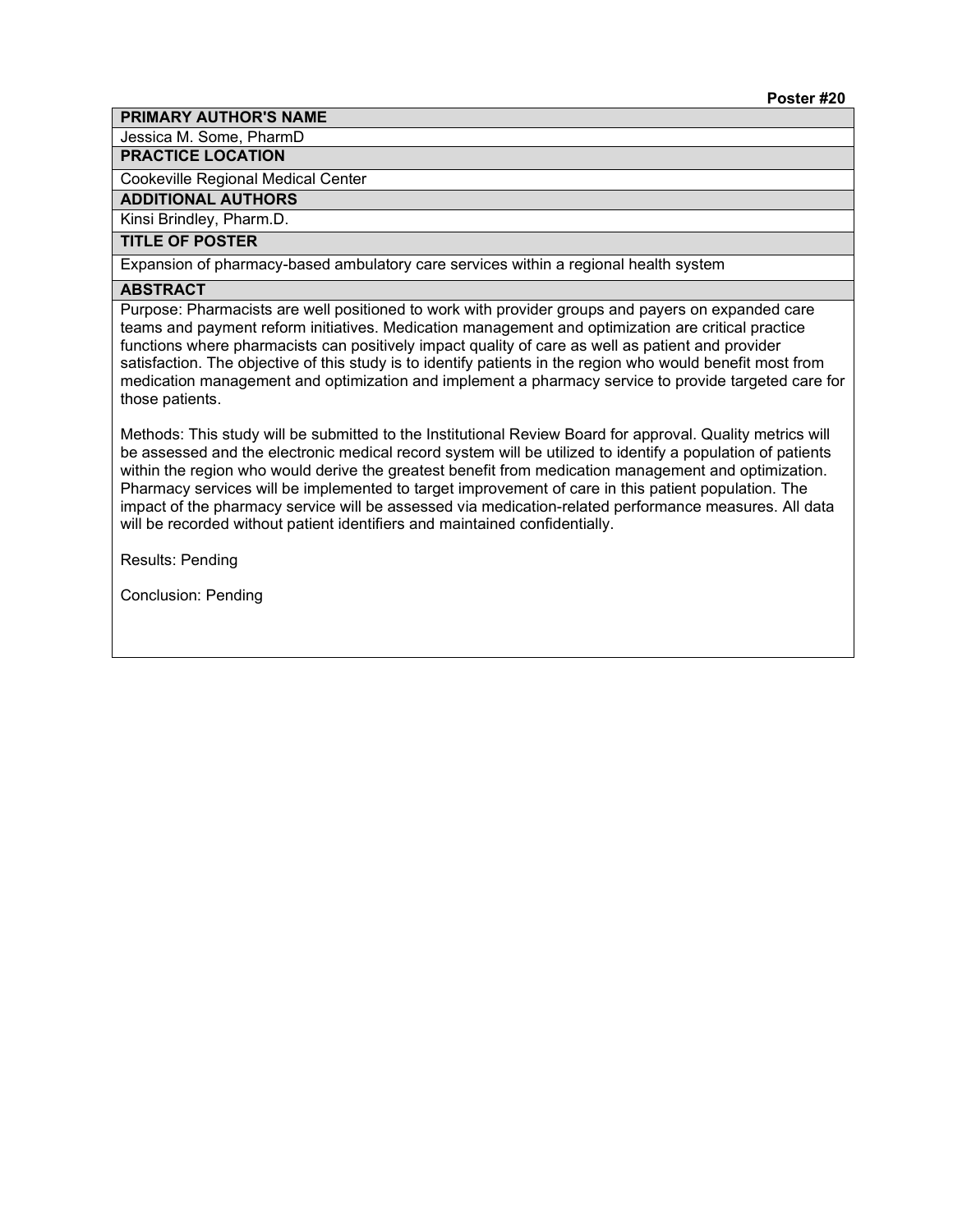**Poster #20**

**PRIMARY AUTHOR'S NAME**

Jessica M. Some, PharmD

**PRACTICE LOCATION**

Cookeville Regional Medical Center

**ADDITIONAL AUTHORS**

Kinsi Brindley, Pharm.D.

**TITLE OF POSTER**

Expansion of pharmacy-based ambulatory care services within a regional health system

**ABSTRACT**

Purpose: Pharmacists are well positioned to work with provider groups and payers on expanded care teams and payment reform initiatives. Medication management and optimization are critical practice functions where pharmacists can positively impact quality of care as well as patient and provider satisfaction. The objective of this study is to identify patients in the region who would benefit most from medication management and optimization and implement a pharmacy service to provide targeted care for those patients.

Methods: This study will be submitted to the Institutional Review Board for approval. Quality metrics will be assessed and the electronic medical record system will be utilized to identify a population of patients within the region who would derive the greatest benefit from medication management and optimization. Pharmacy services will be implemented to target improvement of care in this patient population. The impact of the pharmacy service will be assessed via medication-related performance measures. All data will be recorded without patient identifiers and maintained confidentially.

Results: Pending

Conclusion: Pending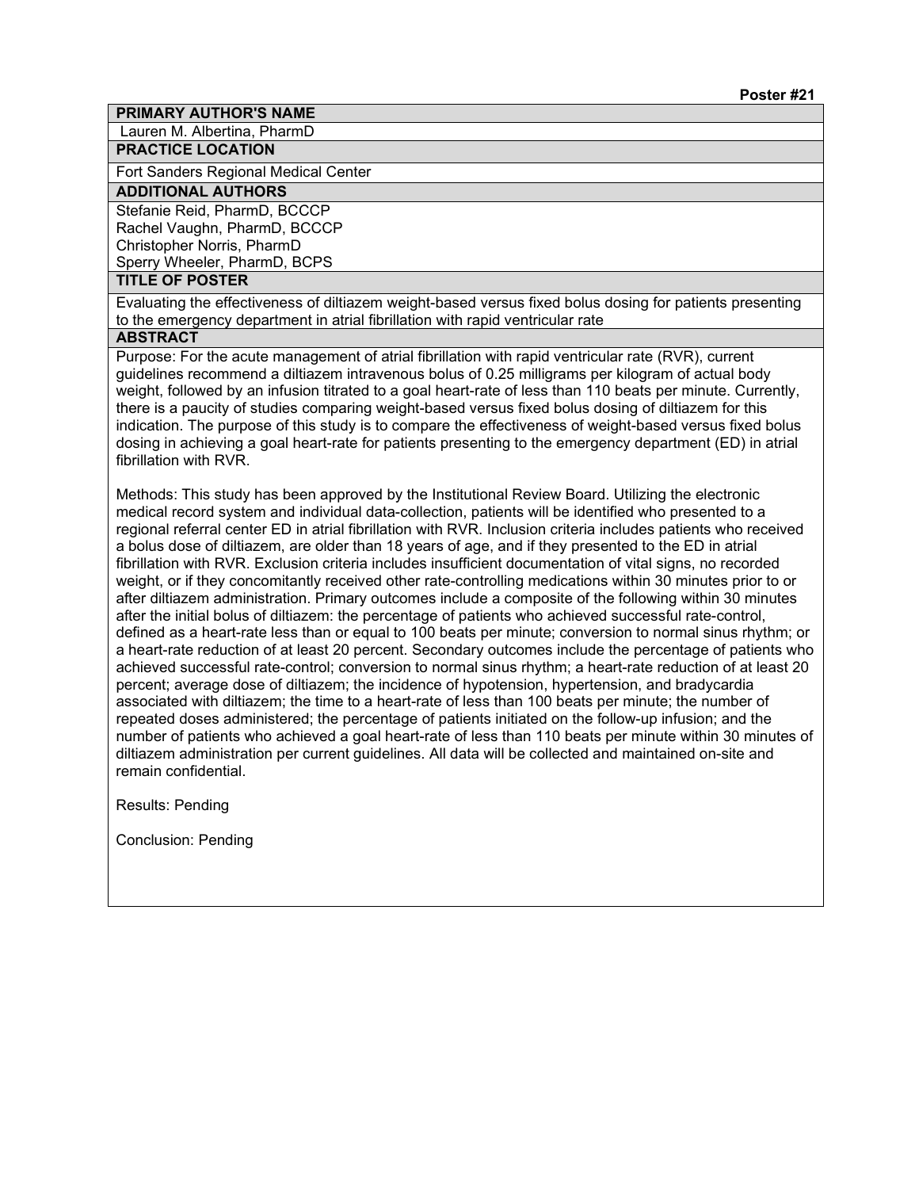**Poster #21**

**PRIMARY AUTHOR'S NAME**

Lauren M. Albertina, PharmD

**PRACTICE LOCATION**

Fort Sanders Regional Medical Center

**ADDITIONAL AUTHORS**

Stefanie Reid, PharmD, BCCCP
Rachel Vaughn, PharmD, BCCCP
Christopher Norris, PharmD
Sperry Wheeler, PharmD, BCPS

**TITLE OF POSTER**

Evaluating the effectiveness of diltiazem weight-based versus fixed bolus dosing for patients presenting to the emergency department in atrial fibrillation with rapid ventricular rate

**ABSTRACT**

Purpose: For the acute management of atrial fibrillation with rapid ventricular rate (RVR), current guidelines recommend a diltiazem intravenous bolus of 0.25 milligrams per kilogram of actual body weight, followed by an infusion titrated to a goal heart-rate of less than 110 beats per minute. Currently, there is a paucity of studies comparing weight-based versus fixed bolus dosing of diltiazem for this indication. The purpose of this study is to compare the effectiveness of weight-based versus fixed bolus dosing in achieving a goal heart-rate for patients presenting to the emergency department (ED) in atrial fibrillation with RVR.

Methods: This study has been approved by the Institutional Review Board. Utilizing the electronic medical record system and individual data-collection, patients will be identified who presented to a regional referral center ED in atrial fibrillation with RVR. Inclusion criteria includes patients who received a bolus dose of diltiazem, are older than 18 years of age, and if they presented to the ED in atrial fibrillation with RVR. Exclusion criteria includes insufficient documentation of vital signs, no recorded weight, or if they concomitantly received other rate-controlling medications within 30 minutes prior to or after diltiazem administration. Primary outcomes include a composite of the following within 30 minutes after the initial bolus of diltiazem: the percentage of patients who achieved successful rate-control, defined as a heart-rate less than or equal to 100 beats per minute; conversion to normal sinus rhythm; or a heart-rate reduction of at least 20 percent. Secondary outcomes include the percentage of patients who achieved successful rate-control; conversion to normal sinus rhythm; a heart-rate reduction of at least 20 percent; average dose of diltiazem; the incidence of hypotension, hypertension, and bradycardia associated with diltiazem; the time to a heart-rate of less than 100 beats per minute; the number of repeated doses administered; the percentage of patients initiated on the follow-up infusion; and the number of patients who achieved a goal heart-rate of less than 110 beats per minute within 30 minutes of diltiazem administration per current guidelines. All data will be collected and maintained on-site and remain confidential.

Results: Pending

Conclusion: Pending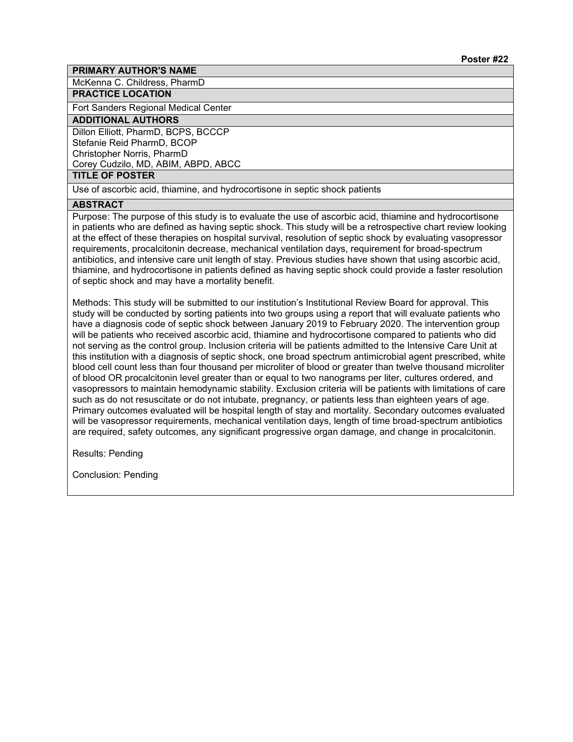**Poster #22**

## PRIMARY AUTHOR'S NAME

McKenna C. Childress, PharmD

## PRACTICE LOCATION

Fort Sanders Regional Medical Center

## ADDITIONAL AUTHORS

Dillon Elliott, PharmD, BCPS, BCCCP
Stefanie Reid PharmD, BCOP
Christopher Norris, PharmD
Corey Cudzilo, MD, ABIM, ABPD, ABCC

## TITLE OF POSTER

Use of ascorbic acid, thiamine, and hydrocortisone in septic shock patients

## ABSTRACT

Purpose: The purpose of this study is to evaluate the use of ascorbic acid, thiamine and hydrocortisone in patients who are defined as having septic shock. This study will be a retrospective chart review looking at the effect of these therapies on hospital survival, resolution of septic shock by evaluating vasopressor requirements, procalcitonin decrease, mechanical ventilation days, requirement for broad-spectrum antibiotics, and intensive care unit length of stay. Previous studies have shown that using ascorbic acid, thiamine, and hydrocortisone in patients defined as having septic shock could provide a faster resolution of septic shock and may have a mortality benefit.

Methods: This study will be submitted to our institution's Institutional Review Board for approval. This study will be conducted by sorting patients into two groups using a report that will evaluate patients who have a diagnosis code of septic shock between January 2019 to February 2020. The intervention group will be patients who received ascorbic acid, thiamine and hydrocortisone compared to patients who did not serving as the control group. Inclusion criteria will be patients admitted to the Intensive Care Unit at this institution with a diagnosis of septic shock, one broad spectrum antimicrobial agent prescribed, white blood cell count less than four thousand per microliter of blood or greater than twelve thousand microliter of blood OR procalcitonin level greater than or equal to two nanograms per liter, cultures ordered, and vasopressors to maintain hemodynamic stability. Exclusion criteria will be patients with limitations of care such as do not resuscitate or do not intubate, pregnancy, or patients less than eighteen years of age. Primary outcomes evaluated will be hospital length of stay and mortality. Secondary outcomes evaluated will be vasopressor requirements, mechanical ventilation days, length of time broad-spectrum antibiotics are required, safety outcomes, any significant progressive organ damage, and change in procalcitonin.

Results: Pending

Conclusion: Pending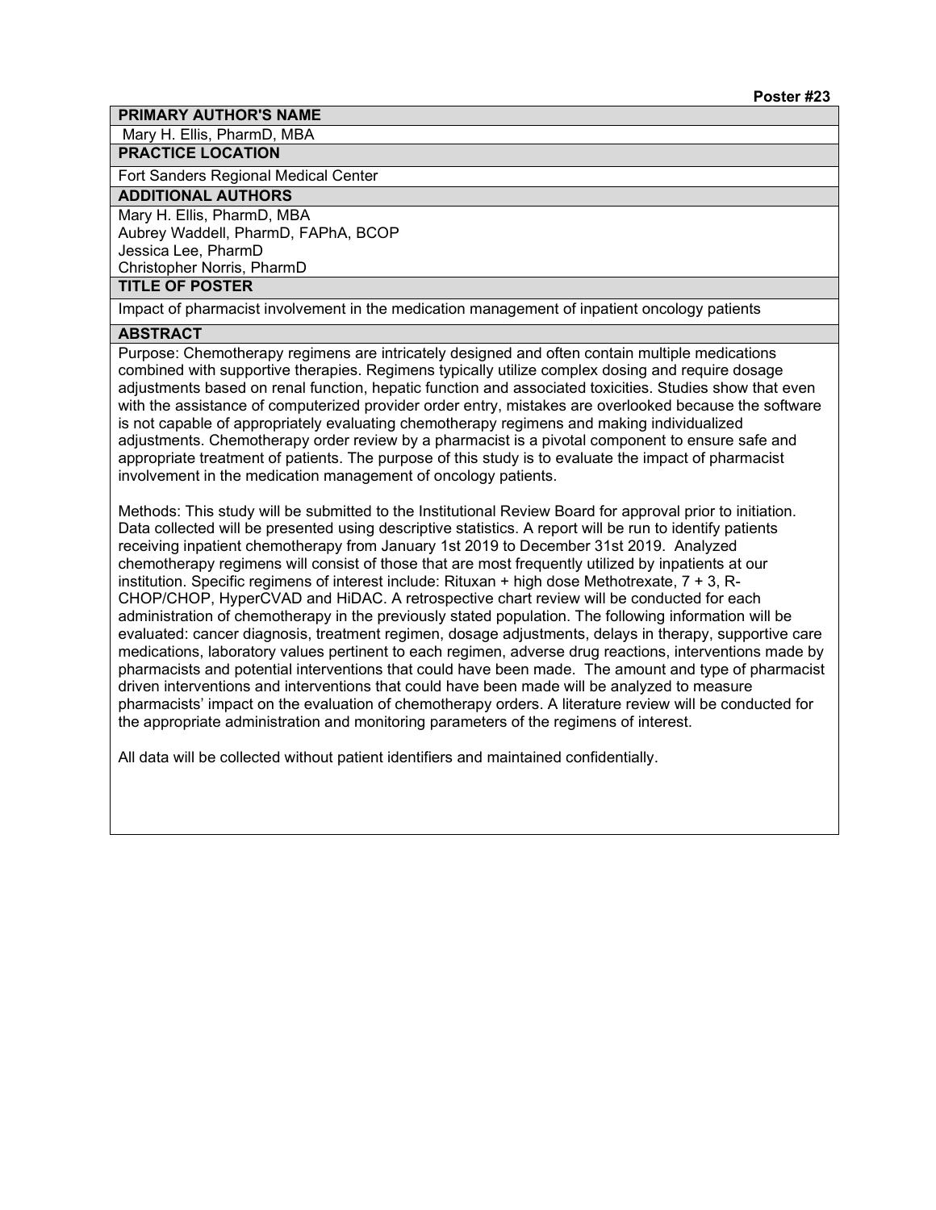**Poster #23**

**PRIMARY AUTHOR'S NAME**

Mary H. Ellis, PharmD, MBA

**PRACTICE LOCATION**

Fort Sanders Regional Medical Center

**ADDITIONAL AUTHORS**

Mary H. Ellis, PharmD, MBA
Aubrey Waddell, PharmD, FAPhA, BCOP
Jessica Lee, PharmD
Christopher Norris, PharmD

**TITLE OF POSTER**

Impact of pharmacist involvement in the medication management of inpatient oncology patients

**ABSTRACT**

Purpose: Chemotherapy regimens are intricately designed and often contain multiple medications combined with supportive therapies. Regimens typically utilize complex dosing and require dosage adjustments based on renal function, hepatic function and associated toxicities. Studies show that even with the assistance of computerized provider order entry, mistakes are overlooked because the software is not capable of appropriately evaluating chemotherapy regimens and making individualized adjustments. Chemotherapy order review by a pharmacist is a pivotal component to ensure safe and appropriate treatment of patients. The purpose of this study is to evaluate the impact of pharmacist involvement in the medication management of oncology patients.

Methods: This study will be submitted to the Institutional Review Board for approval prior to initiation. Data collected will be presented using descriptive statistics. A report will be run to identify patients receiving inpatient chemotherapy from January 1st 2019 to December 31st 2019. Analyzed chemotherapy regimens will consist of those that are most frequently utilized by inpatients at our institution. Specific regimens of interest include: Rituxan + high dose Methotrexate, 7 + 3, R-CHOP/CHOP, HyperCVAD and HiDAC. A retrospective chart review will be conducted for each administration of chemotherapy in the previously stated population. The following information will be evaluated: cancer diagnosis, treatment regimen, dosage adjustments, delays in therapy, supportive care medications, laboratory values pertinent to each regimen, adverse drug reactions, interventions made by pharmacists and potential interventions that could have been made. The amount and type of pharmacist driven interventions and interventions that could have been made will be analyzed to measure pharmacists' impact on the evaluation of chemotherapy orders. A literature review will be conducted for the appropriate administration and monitoring parameters of the regimens of interest.

All data will be collected without patient identifiers and maintained confidentially.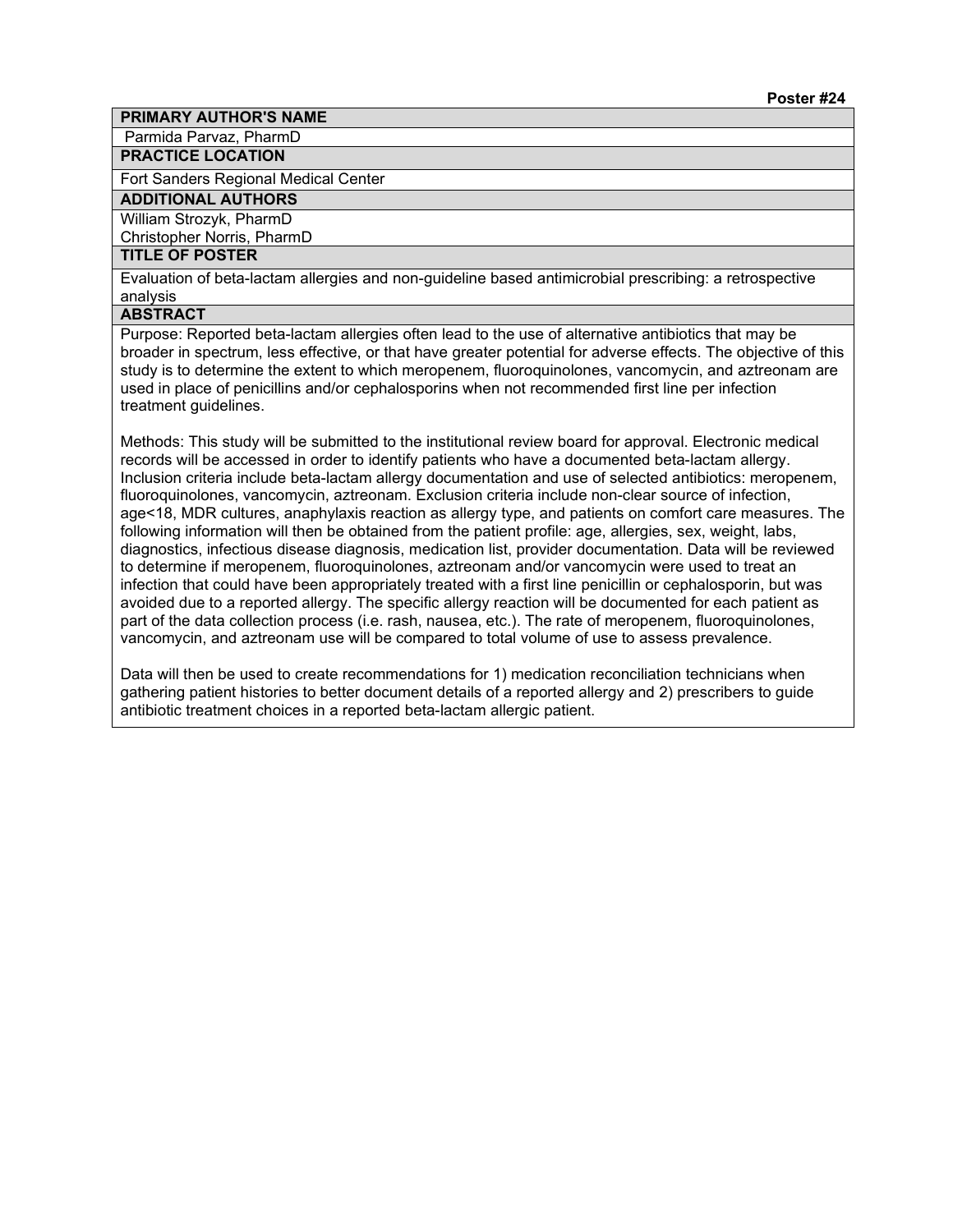**Poster #24**

**PRIMARY AUTHOR'S NAME**

Parmida Parvaz, PharmD

**PRACTICE LOCATION**

Fort Sanders Regional Medical Center

**ADDITIONAL AUTHORS**

William Strozyk, PharmD
Christopher Norris, PharmD

**TITLE OF POSTER**

Evaluation of beta-lactam allergies and non-guideline based antimicrobial prescribing: a retrospective analysis

**ABSTRACT**

Purpose: Reported beta-lactam allergies often lead to the use of alternative antibiotics that may be broader in spectrum, less effective, or that have greater potential for adverse effects. The objective of this study is to determine the extent to which meropenem, fluoroquinolones, vancomycin, and aztreonam are used in place of penicillins and/or cephalosporins when not recommended first line per infection treatment guidelines.

Methods: This study will be submitted to the institutional review board for approval. Electronic medical records will be accessed in order to identify patients who have a documented beta-lactam allergy. Inclusion criteria include beta-lactam allergy documentation and use of selected antibiotics: meropenem, fluoroquinolones, vancomycin, aztreonam. Exclusion criteria include non-clear source of infection, age<18, MDR cultures, anaphylaxis reaction as allergy type, and patients on comfort care measures. The following information will then be obtained from the patient profile: age, allergies, sex, weight, labs, diagnostics, infectious disease diagnosis, medication list, provider documentation. Data will be reviewed to determine if meropenem, fluoroquinolones, aztreonam and/or vancomycin were used to treat an infection that could have been appropriately treated with a first line penicillin or cephalosporin, but was avoided due to a reported allergy. The specific allergy reaction will be documented for each patient as part of the data collection process (i.e. rash, nausea, etc.). The rate of meropenem, fluoroquinolones, vancomycin, and aztreonam use will be compared to total volume of use to assess prevalence.

Data will then be used to create recommendations for 1) medication reconciliation technicians when gathering patient histories to better document details of a reported allergy and 2) prescribers to guide antibiotic treatment choices in a reported beta-lactam allergic patient.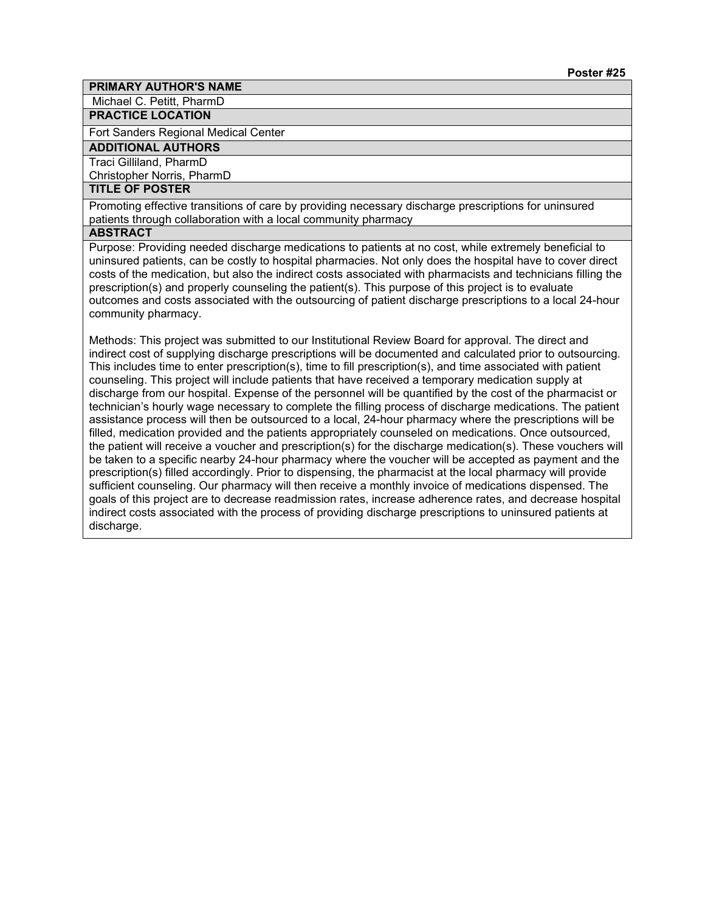**Poster #25**

**PRIMARY AUTHOR'S NAME**

Michael C. Petitt, PharmD

**PRACTICE LOCATION**

Fort Sanders Regional Medical Center

**ADDITIONAL AUTHORS**

Traci Gilliland, PharmD
Christopher Norris, PharmD

**TITLE OF POSTER**

Promoting effective transitions of care by providing necessary discharge prescriptions for uninsured patients through collaboration with a local community pharmacy

**ABSTRACT**

Purpose: Providing needed discharge medications to patients at no cost, while extremely beneficial to uninsured patients, can be costly to hospital pharmacies. Not only does the hospital have to cover direct costs of the medication, but also the indirect costs associated with pharmacists and technicians filling the prescription(s) and properly counseling the patient(s). This purpose of this project is to evaluate outcomes and costs associated with the outsourcing of patient discharge prescriptions to a local 24-hour community pharmacy.

Methods: This project was submitted to our Institutional Review Board for approval. The direct and indirect cost of supplying discharge prescriptions will be documented and calculated prior to outsourcing. This includes time to enter prescription(s), time to fill prescription(s), and time associated with patient counseling. This project will include patients that have received a temporary medication supply at discharge from our hospital. Expense of the personnel will be quantified by the cost of the pharmacist or technician's hourly wage necessary to complete the filling process of discharge medications. The patient assistance process will then be outsourced to a local, 24-hour pharmacy where the prescriptions will be filled, medication provided and the patients appropriately counseled on medications. Once outsourced, the patient will receive a voucher and prescription(s) for the discharge medication(s). These vouchers will be taken to a specific nearby 24-hour pharmacy where the voucher will be accepted as payment and the prescription(s) filled accordingly. Prior to dispensing, the pharmacist at the local pharmacy will provide sufficient counseling. Our pharmacy will then receive a monthly invoice of medications dispensed. The goals of this project are to decrease readmission rates, increase adherence rates, and decrease hospital indirect costs associated with the process of providing discharge prescriptions to uninsured patients at discharge.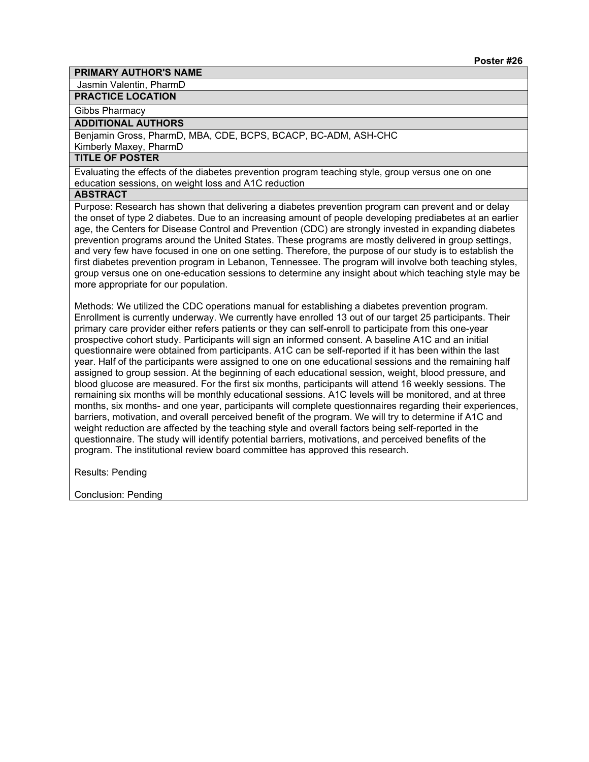**Poster #26**

**PRIMARY AUTHOR'S NAME**

Jasmin Valentin, PharmD

**PRACTICE LOCATION**

Gibbs Pharmacy

**ADDITIONAL AUTHORS**

Benjamin Gross, PharmD, MBA, CDE, BCPS, BCACP, BC-ADM, ASH-CHC
Kimberly Maxey, PharmD

**TITLE OF POSTER**

Evaluating the effects of the diabetes prevention program teaching style, group versus one on one education sessions, on weight loss and A1C reduction

**ABSTRACT**

Purpose: Research has shown that delivering a diabetes prevention program can prevent and or delay the onset of type 2 diabetes. Due to an increasing amount of people developing prediabetes at an earlier age, the Centers for Disease Control and Prevention (CDC) are strongly invested in expanding diabetes prevention programs around the United States. These programs are mostly delivered in group settings, and very few have focused in one on one setting. Therefore, the purpose of our study is to establish the first diabetes prevention program in Lebanon, Tennessee. The program will involve both teaching styles, group versus one on one-education sessions to determine any insight about which teaching style may be more appropriate for our population.

Methods: We utilized the CDC operations manual for establishing a diabetes prevention program. Enrollment is currently underway. We currently have enrolled 13 out of our target 25 participants. Their primary care provider either refers patients or they can self-enroll to participate from this one-year prospective cohort study. Participants will sign an informed consent. A baseline A1C and an initial questionnaire were obtained from participants. A1C can be self-reported if it has been within the last year. Half of the participants were assigned to one on one educational sessions and the remaining half assigned to group session. At the beginning of each educational session, weight, blood pressure, and blood glucose are measured. For the first six months, participants will attend 16 weekly sessions. The remaining six months will be monthly educational sessions. A1C levels will be monitored, and at three months, six months- and one year, participants will complete questionnaires regarding their experiences, barriers, motivation, and overall perceived benefit of the program. We will try to determine if A1C and weight reduction are affected by the teaching style and overall factors being self-reported in the questionnaire. The study will identify potential barriers, motivations, and perceived benefits of the program. The institutional review board committee has approved this research.

Results: Pending

Conclusion: Pending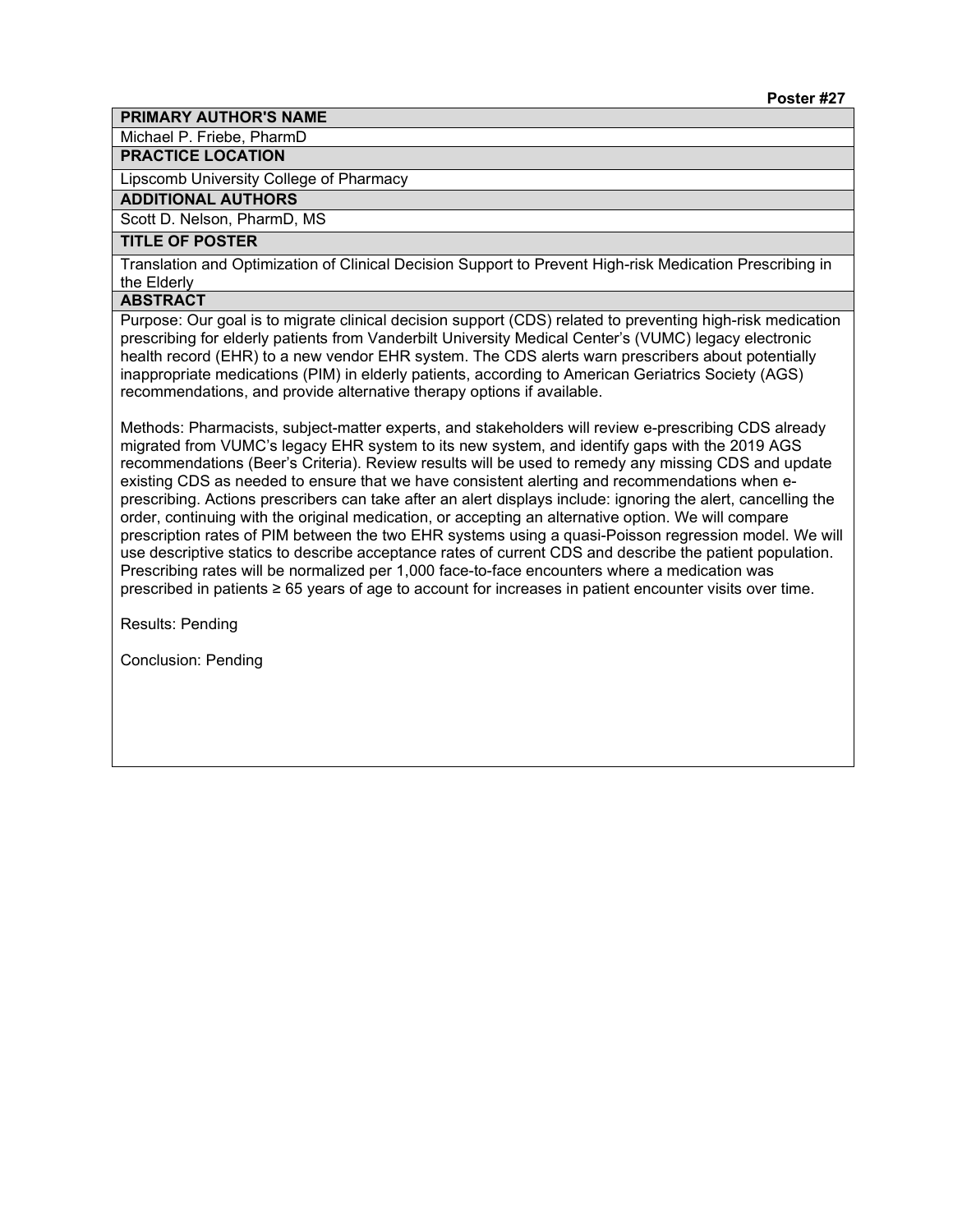**Poster #27**

**PRIMARY AUTHOR'S NAME**

Michael P. Friebe, PharmD

**PRACTICE LOCATION**

Lipscomb University College of Pharmacy

**ADDITIONAL AUTHORS**

Scott D. Nelson, PharmD, MS

**TITLE OF POSTER**

Translation and Optimization of Clinical Decision Support to Prevent High-risk Medication Prescribing in the Elderly

**ABSTRACT**

Purpose: Our goal is to migrate clinical decision support (CDS) related to preventing high-risk medication prescribing for elderly patients from Vanderbilt University Medical Center's (VUMC) legacy electronic health record (EHR) to a new vendor EHR system. The CDS alerts warn prescribers about potentially inappropriate medications (PIM) in elderly patients, according to American Geriatrics Society (AGS) recommendations, and provide alternative therapy options if available.

Methods: Pharmacists, subject-matter experts, and stakeholders will review e-prescribing CDS already migrated from VUMC's legacy EHR system to its new system, and identify gaps with the 2019 AGS recommendations (Beer's Criteria). Review results will be used to remedy any missing CDS and update existing CDS as needed to ensure that we have consistent alerting and recommendations when e-prescribing. Actions prescribers can take after an alert displays include: ignoring the alert, cancelling the order, continuing with the original medication, or accepting an alternative option. We will compare prescription rates of PIM between the two EHR systems using a quasi-Poisson regression model. We will use descriptive statics to describe acceptance rates of current CDS and describe the patient population. Prescribing rates will be normalized per 1,000 face-to-face encounters where a medication was prescribed in patients ≥ 65 years of age to account for increases in patient encounter visits over time.

Results: Pending

Conclusion: Pending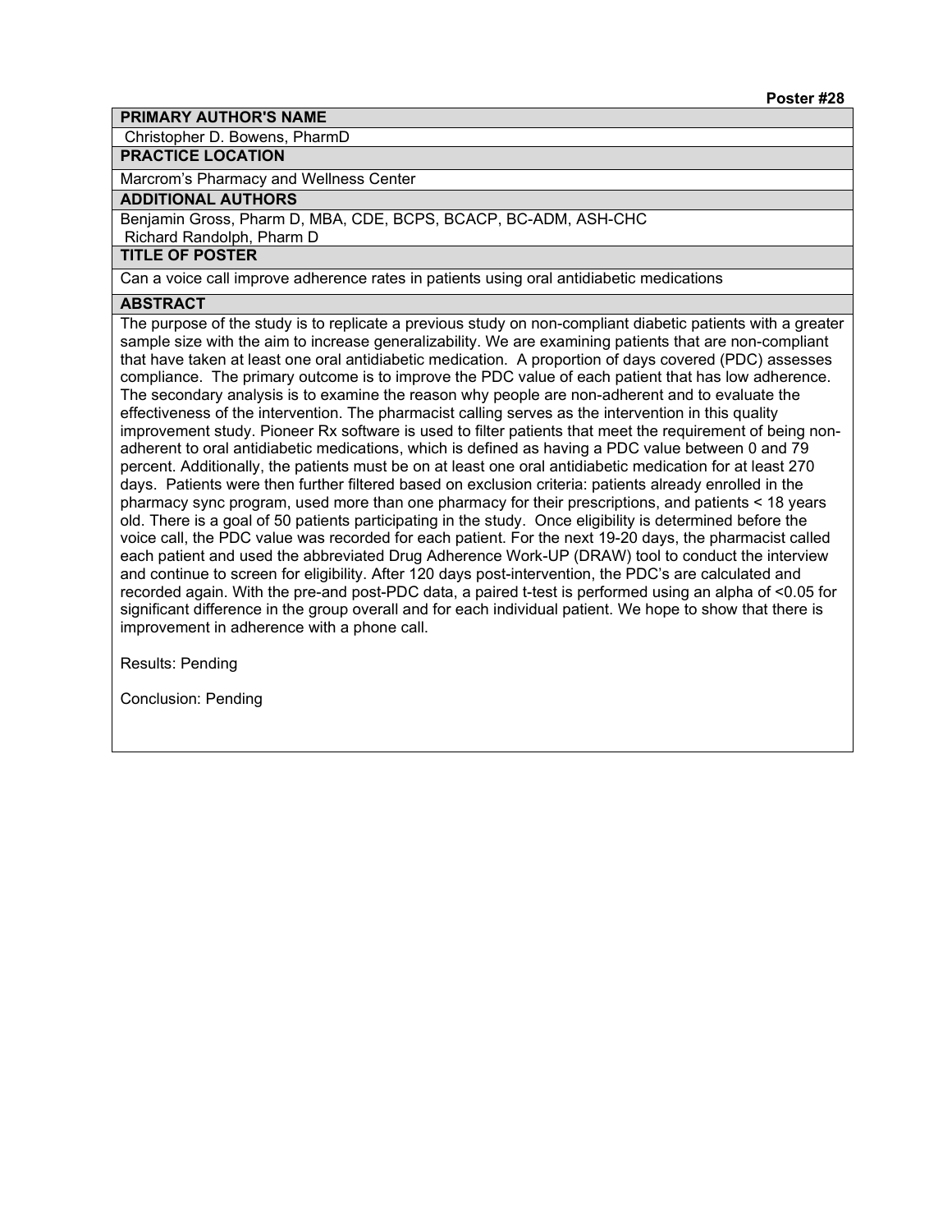**Poster #28**

### PRIMARY AUTHOR'S NAME

Christopher D. Bowens, PharmD

### PRACTICE LOCATION

Marcrom's Pharmacy and Wellness Center

### ADDITIONAL AUTHORS

Benjamin Gross, Pharm D, MBA, CDE, BCPS, BCACP, BC-ADM, ASH-CHC
Richard Randolph, Pharm D

### TITLE OF POSTER

Can a voice call improve adherence rates in patients using oral antidiabetic medications

### ABSTRACT

The purpose of the study is to replicate a previous study on non-compliant diabetic patients with a greater sample size with the aim to increase generalizability. We are examining patients that are non-compliant that have taken at least one oral antidiabetic medication. A proportion of days covered (PDC) assesses compliance. The primary outcome is to improve the PDC value of each patient that has low adherence. The secondary analysis is to examine the reason why people are non-adherent and to evaluate the effectiveness of the intervention. The pharmacist calling serves as the intervention in this quality improvement study. Pioneer Rx software is used to filter patients that meet the requirement of being non-adherent to oral antidiabetic medications, which is defined as having a PDC value between 0 and 79 percent. Additionally, the patients must be on at least one oral antidiabetic medication for at least 270 days. Patients were then further filtered based on exclusion criteria: patients already enrolled in the pharmacy sync program, used more than one pharmacy for their prescriptions, and patients < 18 years old. There is a goal of 50 patients participating in the study. Once eligibility is determined before the voice call, the PDC value was recorded for each patient. For the next 19-20 days, the pharmacist called each patient and used the abbreviated Drug Adherence Work-UP (DRAW) tool to conduct the interview and continue to screen for eligibility. After 120 days post-intervention, the PDC's are calculated and recorded again. With the pre-and post-PDC data, a paired t-test is performed using an alpha of <0.05 for significant difference in the group overall and for each individual patient. We hope to show that there is improvement in adherence with a phone call.

Results: Pending

Conclusion: Pending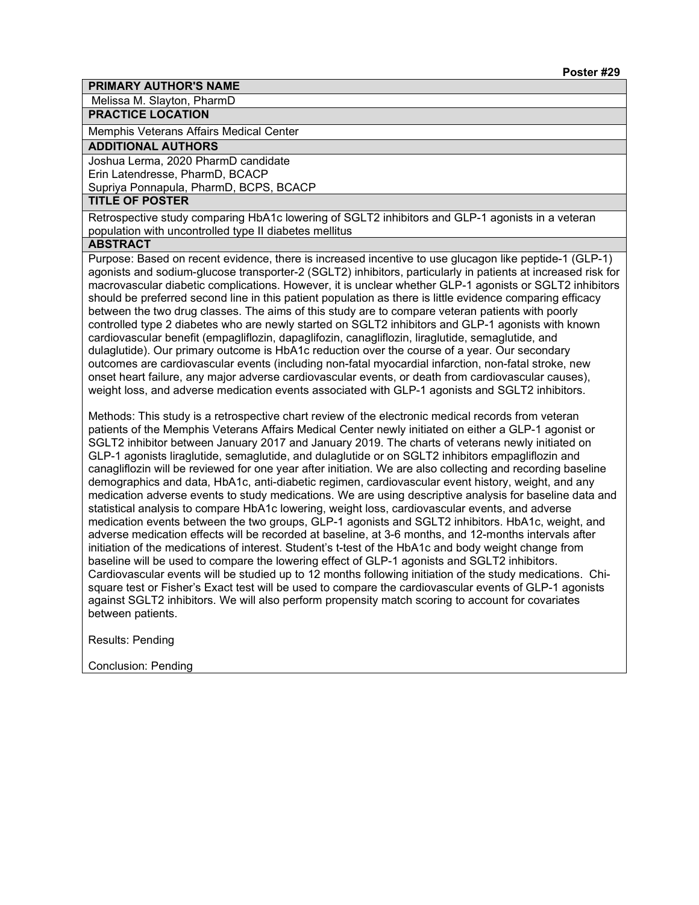**Poster #29**

**PRIMARY AUTHOR'S NAME**

Melissa M. Slayton, PharmD

**PRACTICE LOCATION**

Memphis Veterans Affairs Medical Center

**ADDITIONAL AUTHORS**

Joshua Lerma, 2020 PharmD candidate
Erin Latendresse, PharmD, BCACP
Supriya Ponnapula, PharmD, BCPS, BCACP

**TITLE OF POSTER**

Retrospective study comparing HbA1c lowering of SGLT2 inhibitors and GLP-1 agonists in a veteran population with uncontrolled type II diabetes mellitus

**ABSTRACT**

Purpose: Based on recent evidence, there is increased incentive to use glucagon like peptide-1 (GLP-1) agonists and sodium-glucose transporter-2 (SGLT2) inhibitors, particularly in patients at increased risk for macrovascular diabetic complications. However, it is unclear whether GLP-1 agonists or SGLT2 inhibitors should be preferred second line in this patient population as there is little evidence comparing efficacy between the two drug classes. The aims of this study are to compare veteran patients with poorly controlled type 2 diabetes who are newly started on SGLT2 inhibitors and GLP-1 agonists with known cardiovascular benefit (empagliflozin, dapaglifozin, canagliflozin, liraglutide, semaglutide, and dulaglutide). Our primary outcome is HbA1c reduction over the course of a year. Our secondary outcomes are cardiovascular events (including non-fatal myocardial infarction, non-fatal stroke, new onset heart failure, any major adverse cardiovascular events, or death from cardiovascular causes), weight loss, and adverse medication events associated with GLP-1 agonists and SGLT2 inhibitors.

Methods: This study is a retrospective chart review of the electronic medical records from veteran patients of the Memphis Veterans Affairs Medical Center newly initiated on either a GLP-1 agonist or SGLT2 inhibitor between January 2017 and January 2019. The charts of veterans newly initiated on GLP-1 agonists liraglutide, semaglutide, and dulaglutide or on SGLT2 inhibitors empagliflozin and canagliflozin will be reviewed for one year after initiation. We are also collecting and recording baseline demographics and data, HbA1c, anti-diabetic regimen, cardiovascular event history, weight, and any medication adverse events to study medications. We are using descriptive analysis for baseline data and statistical analysis to compare HbA1c lowering, weight loss, cardiovascular events, and adverse medication events between the two groups, GLP-1 agonists and SGLT2 inhibitors. HbA1c, weight, and adverse medication effects will be recorded at baseline, at 3-6 months, and 12-months intervals after initiation of the medications of interest. Student's t-test of the HbA1c and body weight change from baseline will be used to compare the lowering effect of GLP-1 agonists and SGLT2 inhibitors. Cardiovascular events will be studied up to 12 months following initiation of the study medications. Chi-square test or Fisher's Exact test will be used to compare the cardiovascular events of GLP-1 agonists against SGLT2 inhibitors. We will also perform propensity match scoring to account for covariates between patients.

Results: Pending

Conclusion: Pending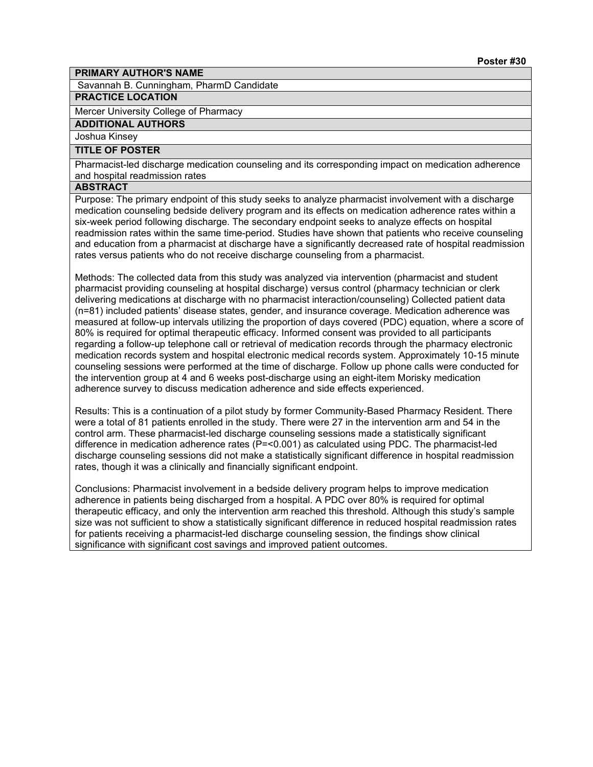**Poster #30**

**PRIMARY AUTHOR'S NAME**

Savannah B. Cunningham, PharmD Candidate

**PRACTICE LOCATION**

Mercer University College of Pharmacy

**ADDITIONAL AUTHORS**

Joshua Kinsey

**TITLE OF POSTER**

Pharmacist-led discharge medication counseling and its corresponding impact on medication adherence and hospital readmission rates

**ABSTRACT**

Purpose: The primary endpoint of this study seeks to analyze pharmacist involvement with a discharge medication counseling bedside delivery program and its effects on medication adherence rates within a six-week period following discharge. The secondary endpoint seeks to analyze effects on hospital readmission rates within the same time-period. Studies have shown that patients who receive counseling and education from a pharmacist at discharge have a significantly decreased rate of hospital readmission rates versus patients who do not receive discharge counseling from a pharmacist.

Methods: The collected data from this study was analyzed via intervention (pharmacist and student pharmacist providing counseling at hospital discharge) versus control (pharmacy technician or clerk delivering medications at discharge with no pharmacist interaction/counseling) Collected patient data (n=81) included patients' disease states, gender, and insurance coverage. Medication adherence was measured at follow-up intervals utilizing the proportion of days covered (PDC) equation, where a score of 80% is required for optimal therapeutic efficacy. Informed consent was provided to all participants regarding a follow-up telephone call or retrieval of medication records through the pharmacy electronic medication records system and hospital electronic medical records system. Approximately 10-15 minute counseling sessions were performed at the time of discharge. Follow up phone calls were conducted for the intervention group at 4 and 6 weeks post-discharge using an eight-item Morisky medication adherence survey to discuss medication adherence and side effects experienced.

Results: This is a continuation of a pilot study by former Community-Based Pharmacy Resident. There were a total of 81 patients enrolled in the study. There were 27 in the intervention arm and 54 in the control arm. These pharmacist-led discharge counseling sessions made a statistically significant difference in medication adherence rates (P=<0.001) as calculated using PDC. The pharmacist-led discharge counseling sessions did not make a statistically significant difference in hospital readmission rates, though it was a clinically and financially significant endpoint.

Conclusions: Pharmacist involvement in a bedside delivery program helps to improve medication adherence in patients being discharged from a hospital. A PDC over 80% is required for optimal therapeutic efficacy, and only the intervention arm reached this threshold. Although this study's sample size was not sufficient to show a statistically significant difference in reduced hospital readmission rates for patients receiving a pharmacist-led discharge counseling session, the findings show clinical significance with significant cost savings and improved patient outcomes.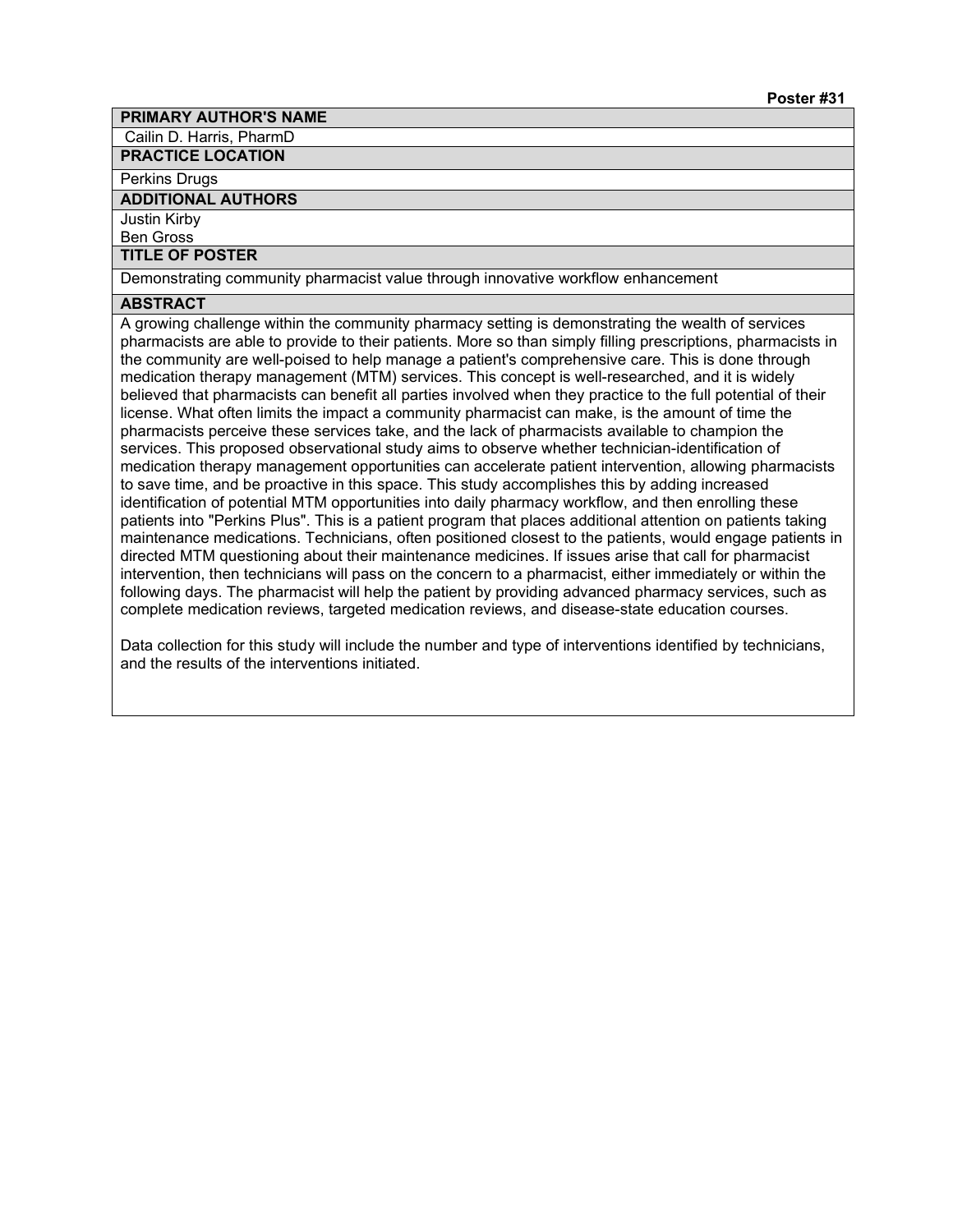**Poster #31**

**PRIMARY AUTHOR'S NAME**

Cailin D. Harris, PharmD

**PRACTICE LOCATION**

Perkins Drugs

**ADDITIONAL AUTHORS**

Justin Kirby
Ben Gross

**TITLE OF POSTER**

Demonstrating community pharmacist value through innovative workflow enhancement

**ABSTRACT**

A growing challenge within the community pharmacy setting is demonstrating the wealth of services pharmacists are able to provide to their patients. More so than simply filling prescriptions, pharmacists in the community are well-poised to help manage a patient's comprehensive care. This is done through medication therapy management (MTM) services. This concept is well-researched, and it is widely believed that pharmacists can benefit all parties involved when they practice to the full potential of their license. What often limits the impact a community pharmacist can make, is the amount of time the pharmacists perceive these services take, and the lack of pharmacists available to champion the services. This proposed observational study aims to observe whether technician-identification of medication therapy management opportunities can accelerate patient intervention, allowing pharmacists to save time, and be proactive in this space. This study accomplishes this by adding increased identification of potential MTM opportunities into daily pharmacy workflow, and then enrolling these patients into "Perkins Plus". This is a patient program that places additional attention on patients taking maintenance medications. Technicians, often positioned closest to the patients, would engage patients in directed MTM questioning about their maintenance medicines. If issues arise that call for pharmacist intervention, then technicians will pass on the concern to a pharmacist, either immediately or within the following days. The pharmacist will help the patient by providing advanced pharmacy services, such as complete medication reviews, targeted medication reviews, and disease-state education courses.

Data collection for this study will include the number and type of interventions identified by technicians, and the results of the interventions initiated.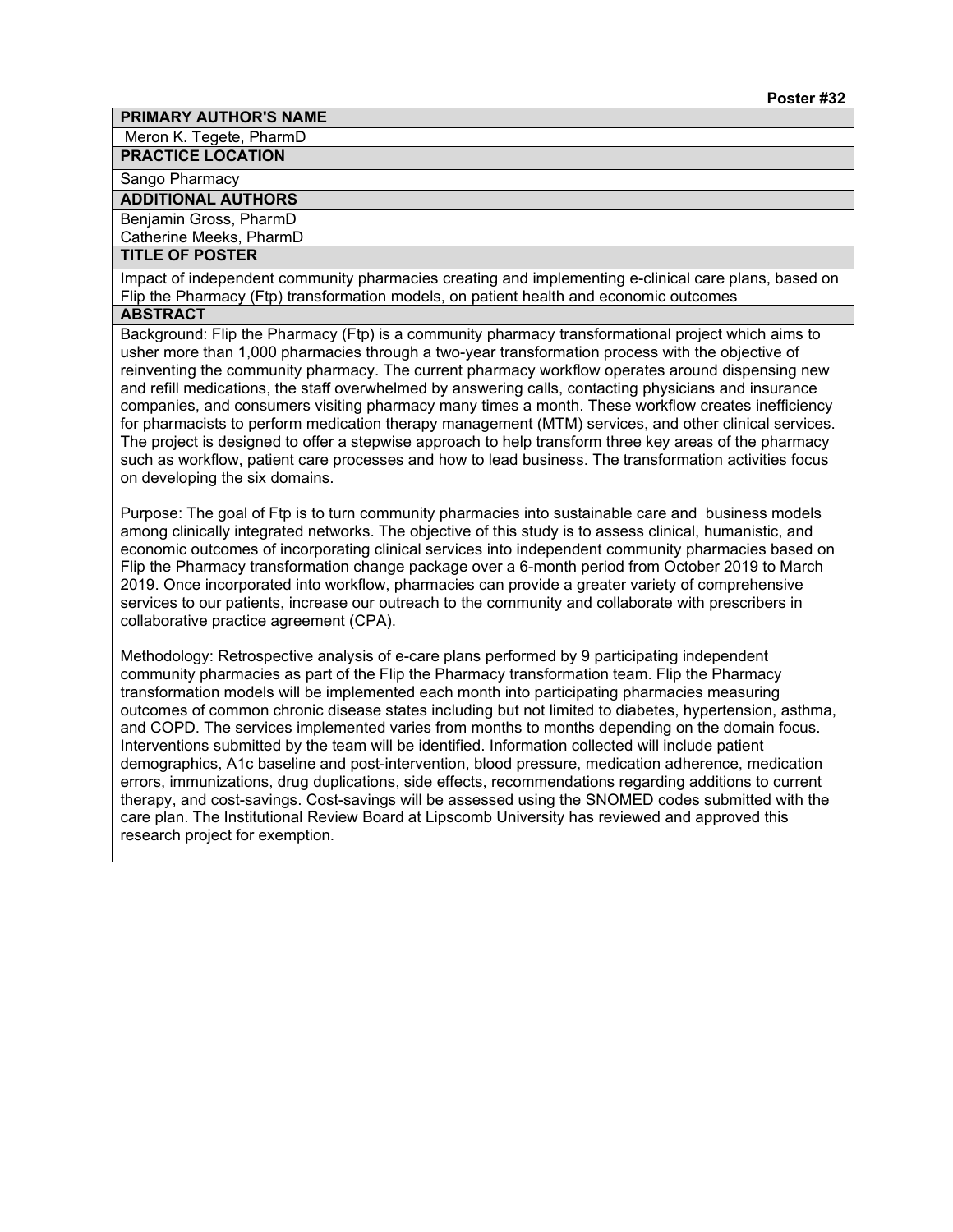**Poster #32**

**PRIMARY AUTHOR'S NAME**

Meron K. Tegete, PharmD

**PRACTICE LOCATION**

Sango Pharmacy

**ADDITIONAL AUTHORS**

Benjamin Gross, PharmD
Catherine Meeks, PharmD

**TITLE OF POSTER**

Impact of independent community pharmacies creating and implementing e-clinical care plans, based on Flip the Pharmacy (Ftp) transformation models, on patient health and economic outcomes

**ABSTRACT**

Background: Flip the Pharmacy (Ftp) is a community pharmacy transformational project which aims to usher more than 1,000 pharmacies through a two-year transformation process with the objective of reinventing the community pharmacy. The current pharmacy workflow operates around dispensing new and refill medications, the staff overwhelmed by answering calls, contacting physicians and insurance companies, and consumers visiting pharmacy many times a month. These workflow creates inefficiency for pharmacists to perform medication therapy management (MTM) services, and other clinical services. The project is designed to offer a stepwise approach to help transform three key areas of the pharmacy such as workflow, patient care processes and how to lead business. The transformation activities focus on developing the six domains.

Purpose: The goal of Ftp is to turn community pharmacies into sustainable care and business models among clinically integrated networks. The objective of this study is to assess clinical, humanistic, and economic outcomes of incorporating clinical services into independent community pharmacies based on Flip the Pharmacy transformation change package over a 6-month period from October 2019 to March 2019. Once incorporated into workflow, pharmacies can provide a greater variety of comprehensive services to our patients, increase our outreach to the community and collaborate with prescribers in collaborative practice agreement (CPA).

Methodology: Retrospective analysis of e-care plans performed by 9 participating independent community pharmacies as part of the Flip the Pharmacy transformation team. Flip the Pharmacy transformation models will be implemented each month into participating pharmacies measuring outcomes of common chronic disease states including but not limited to diabetes, hypertension, asthma, and COPD. The services implemented varies from months to months depending on the domain focus. Interventions submitted by the team will be identified. Information collected will include patient demographics, A1c baseline and post-intervention, blood pressure, medication adherence, medication errors, immunizations, drug duplications, side effects, recommendations regarding additions to current therapy, and cost-savings. Cost-savings will be assessed using the SNOMED codes submitted with the care plan. The Institutional Review Board at Lipscomb University has reviewed and approved this research project for exemption.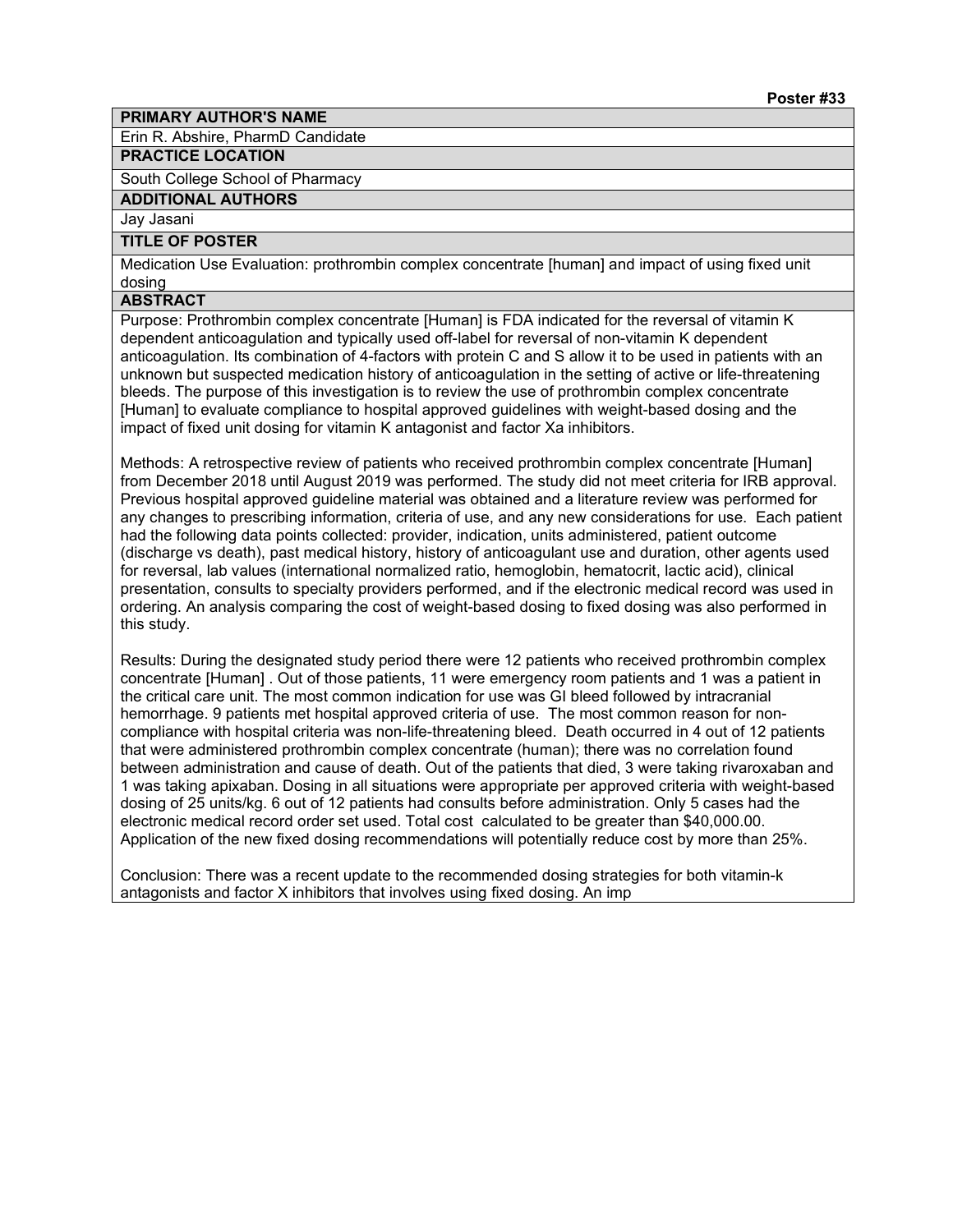**Poster #33**

**PRIMARY AUTHOR'S NAME**

Erin R. Abshire, PharmD Candidate

**PRACTICE LOCATION**

South College School of Pharmacy

**ADDITIONAL AUTHORS**

Jay Jasani

**TITLE OF POSTER**

Medication Use Evaluation: prothrombin complex concentrate [human] and impact of using fixed unit dosing

**ABSTRACT**

Purpose: Prothrombin complex concentrate [Human] is FDA indicated for the reversal of vitamin K dependent anticoagulation and typically used off-label for reversal of non-vitamin K dependent anticoagulation. Its combination of 4-factors with protein C and S allow it to be used in patients with an unknown but suspected medication history of anticoagulation in the setting of active or life-threatening bleeds. The purpose of this investigation is to review the use of prothrombin complex concentrate [Human] to evaluate compliance to hospital approved guidelines with weight-based dosing and the impact of fixed unit dosing for vitamin K antagonist and factor Xa inhibitors.

Methods: A retrospective review of patients who received prothrombin complex concentrate [Human] from December 2018 until August 2019 was performed. The study did not meet criteria for IRB approval. Previous hospital approved guideline material was obtained and a literature review was performed for any changes to prescribing information, criteria of use, and any new considerations for use. Each patient had the following data points collected: provider, indication, units administered, patient outcome (discharge vs death), past medical history, history of anticoagulant use and duration, other agents used for reversal, lab values (international normalized ratio, hemoglobin, hematocrit, lactic acid), clinical presentation, consults to specialty providers performed, and if the electronic medical record was used in ordering. An analysis comparing the cost of weight-based dosing to fixed dosing was also performed in this study.

Results: During the designated study period there were 12 patients who received prothrombin complex concentrate [Human] . Out of those patients, 11 were emergency room patients and 1 was a patient in the critical care unit. The most common indication for use was GI bleed followed by intracranial hemorrhage. 9 patients met hospital approved criteria of use. The most common reason for non-compliance with hospital criteria was non-life-threatening bleed. Death occurred in 4 out of 12 patients that were administered prothrombin complex concentrate (human); there was no correlation found between administration and cause of death. Out of the patients that died, 3 were taking rivaroxaban and 1 was taking apixaban. Dosing in all situations were appropriate per approved criteria with weight-based dosing of 25 units/kg. 6 out of 12 patients had consults before administration. Only 5 cases had the electronic medical record order set used. Total cost calculated to be greater than $40,000.00. Application of the new fixed dosing recommendations will potentially reduce cost by more than 25%.

Conclusion: There was a recent update to the recommended dosing strategies for both vitamin-k antagonists and factor X inhibitors that involves using fixed dosing. An imp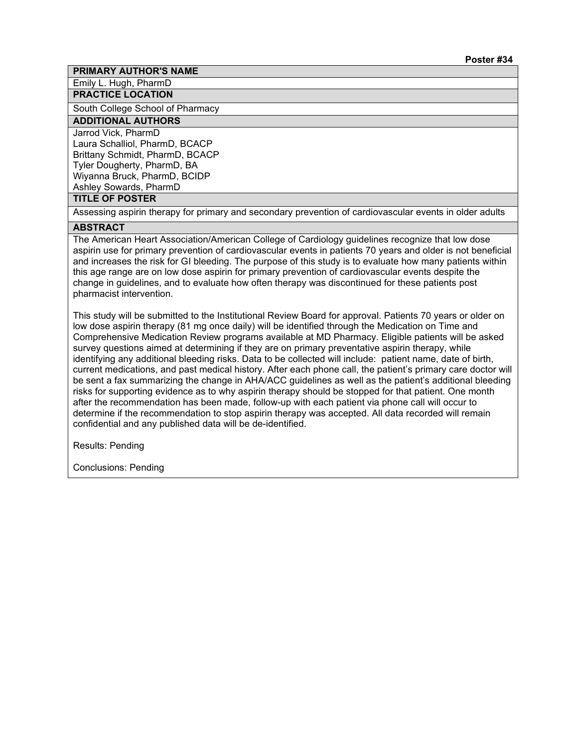**Poster #34**

**PRIMARY AUTHOR'S NAME**

Emily L. Hugh, PharmD

**PRACTICE LOCATION**

South College School of Pharmacy

**ADDITIONAL AUTHORS**

Jarrod Vick, PharmD
Laura Schalliol, PharmD, BCACP
Brittany Schmidt, PharmD, BCACP
Tyler Dougherty, PharmD, BA
Wiyanna Bruck, PharmD, BCIDP
Ashley Sowards, PharmD

**TITLE OF POSTER**

Assessing aspirin therapy for primary and secondary prevention of cardiovascular events in older adults

**ABSTRACT**

The American Heart Association/American College of Cardiology guidelines recognize that low dose aspirin use for primary prevention of cardiovascular events in patients 70 years and older is not beneficial and increases the risk for GI bleeding. The purpose of this study is to evaluate how many patients within this age range are on low dose aspirin for primary prevention of cardiovascular events despite the change in guidelines, and to evaluate how often therapy was discontinued for these patients post pharmacist intervention.

This study will be submitted to the Institutional Review Board for approval. Patients 70 years or older on low dose aspirin therapy (81 mg once daily) will be identified through the Medication on Time and Comprehensive Medication Review programs available at MD Pharmacy. Eligible patients will be asked survey questions aimed at determining if they are on primary preventative aspirin therapy, while identifying any additional bleeding risks. Data to be collected will include: patient name, date of birth, current medications, and past medical history. After each phone call, the patient's primary care doctor will be sent a fax summarizing the change in AHA/ACC guidelines as well as the patient's additional bleeding risks for supporting evidence as to why aspirin therapy should be stopped for that patient. One month after the recommendation has been made, follow-up with each patient via phone call will occur to determine if the recommendation to stop aspirin therapy was accepted. All data recorded will remain confidential and any published data will be de-identified.

Results: Pending

Conclusions: Pending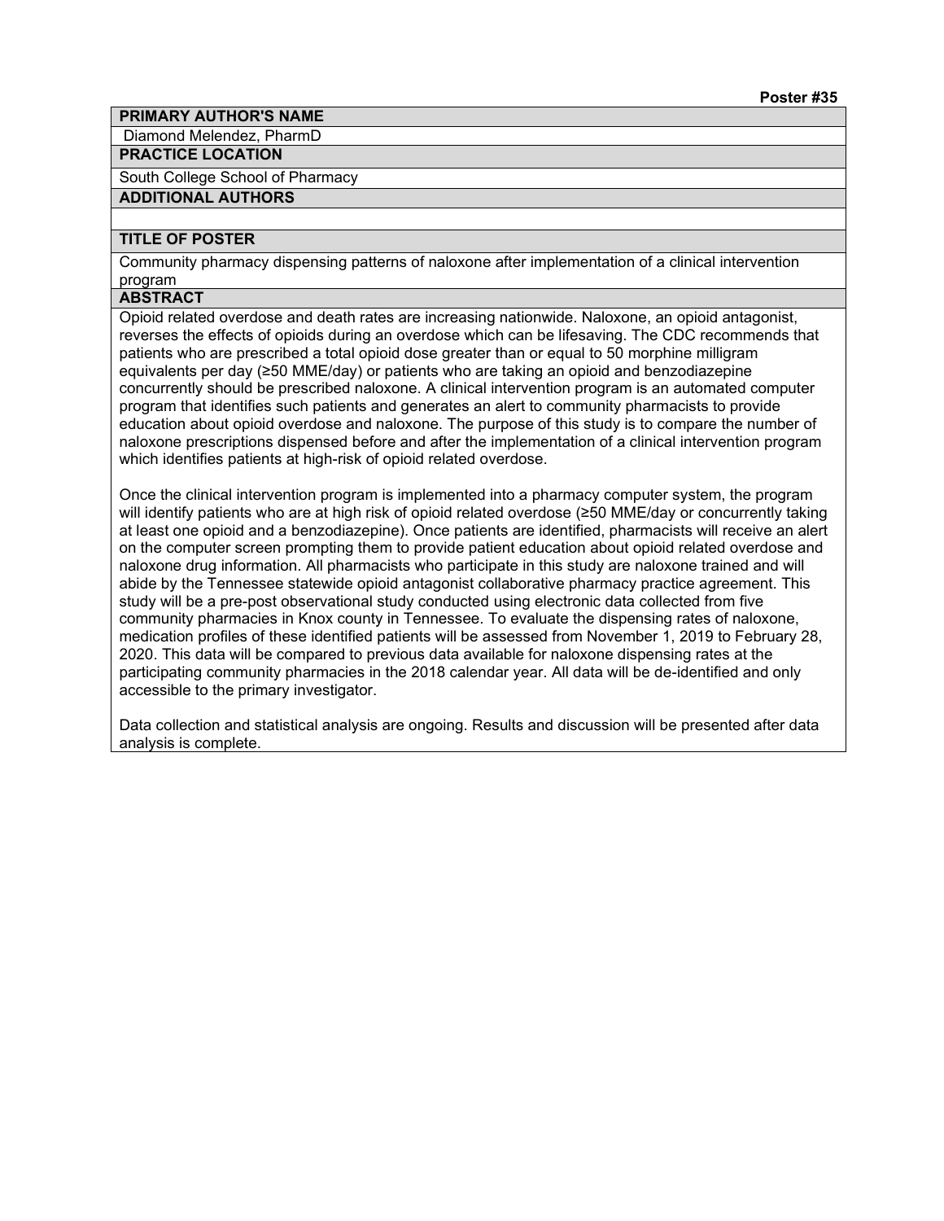**Poster #35**

**PRIMARY AUTHOR'S NAME**

Diamond Melendez, PharmD

**PRACTICE LOCATION**

South College School of Pharmacy

**ADDITIONAL AUTHORS**

**TITLE OF POSTER**

Community pharmacy dispensing patterns of naloxone after implementation of a clinical intervention program

**ABSTRACT**

Opioid related overdose and death rates are increasing nationwide. Naloxone, an opioid antagonist, reverses the effects of opioids during an overdose which can be lifesaving. The CDC recommends that patients who are prescribed a total opioid dose greater than or equal to 50 morphine milligram equivalents per day (≥50 MME/day) or patients who are taking an opioid and benzodiazepine concurrently should be prescribed naloxone. A clinical intervention program is an automated computer program that identifies such patients and generates an alert to community pharmacists to provide education about opioid overdose and naloxone. The purpose of this study is to compare the number of naloxone prescriptions dispensed before and after the implementation of a clinical intervention program which identifies patients at high-risk of opioid related overdose.

Once the clinical intervention program is implemented into a pharmacy computer system, the program will identify patients who are at high risk of opioid related overdose (≥50 MME/day or concurrently taking at least one opioid and a benzodiazepine). Once patients are identified, pharmacists will receive an alert on the computer screen prompting them to provide patient education about opioid related overdose and naloxone drug information. All pharmacists who participate in this study are naloxone trained and will abide by the Tennessee statewide opioid antagonist collaborative pharmacy practice agreement. This study will be a pre-post observational study conducted using electronic data collected from five community pharmacies in Knox county in Tennessee. To evaluate the dispensing rates of naloxone, medication profiles of these identified patients will be assessed from November 1, 2019 to February 28, 2020. This data will be compared to previous data available for naloxone dispensing rates at the participating community pharmacies in the 2018 calendar year. All data will be de-identified and only accessible to the primary investigator.

Data collection and statistical analysis are ongoing. Results and discussion will be presented after data analysis is complete.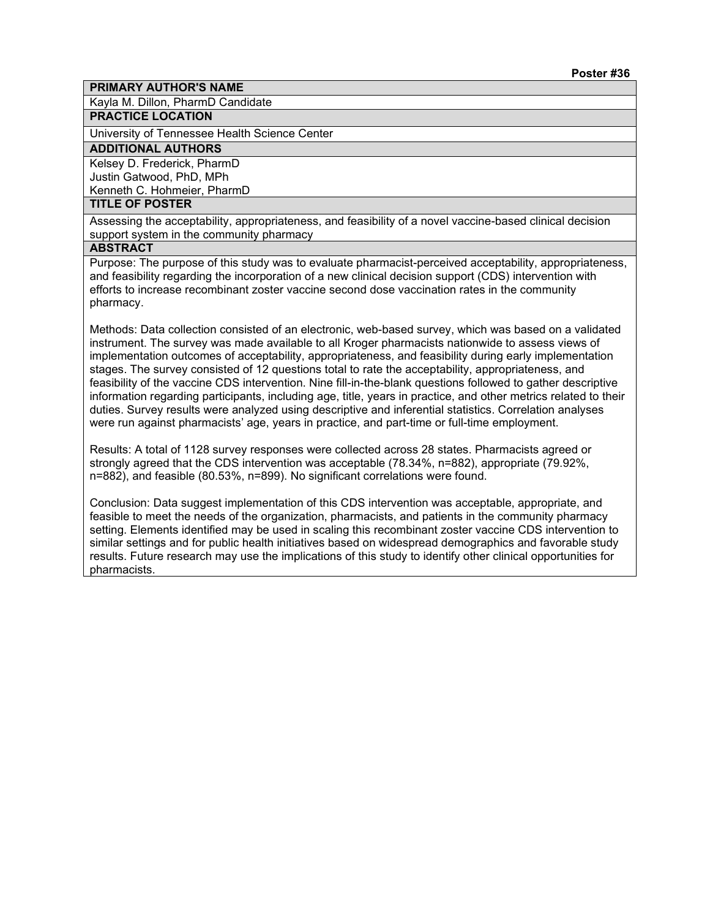**Poster #36**

**PRIMARY AUTHOR'S NAME**

Kayla M. Dillon, PharmD Candidate

**PRACTICE LOCATION**

University of Tennessee Health Science Center

**ADDITIONAL AUTHORS**

Kelsey D. Frederick, PharmD
Justin Gatwood, PhD, MPh
Kenneth C. Hohmeier, PharmD

**TITLE OF POSTER**

Assessing the acceptability, appropriateness, and feasibility of a novel vaccine-based clinical decision support system in the community pharmacy

**ABSTRACT**

Purpose: The purpose of this study was to evaluate pharmacist-perceived acceptability, appropriateness, and feasibility regarding the incorporation of a new clinical decision support (CDS) intervention with efforts to increase recombinant zoster vaccine second dose vaccination rates in the community pharmacy.

Methods: Data collection consisted of an electronic, web-based survey, which was based on a validated instrument. The survey was made available to all Kroger pharmacists nationwide to assess views of implementation outcomes of acceptability, appropriateness, and feasibility during early implementation stages. The survey consisted of 12 questions total to rate the acceptability, appropriateness, and feasibility of the vaccine CDS intervention. Nine fill-in-the-blank questions followed to gather descriptive information regarding participants, including age, title, years in practice, and other metrics related to their duties. Survey results were analyzed using descriptive and inferential statistics. Correlation analyses were run against pharmacists' age, years in practice, and part-time or full-time employment.

Results: A total of 1128 survey responses were collected across 28 states. Pharmacists agreed or strongly agreed that the CDS intervention was acceptable (78.34%, n=882), appropriate (79.92%, n=882), and feasible (80.53%, n=899). No significant correlations were found.

Conclusion: Data suggest implementation of this CDS intervention was acceptable, appropriate, and feasible to meet the needs of the organization, pharmacists, and patients in the community pharmacy setting. Elements identified may be used in scaling this recombinant zoster vaccine CDS intervention to similar settings and for public health initiatives based on widespread demographics and favorable study results. Future research may use the implications of this study to identify other clinical opportunities for pharmacists.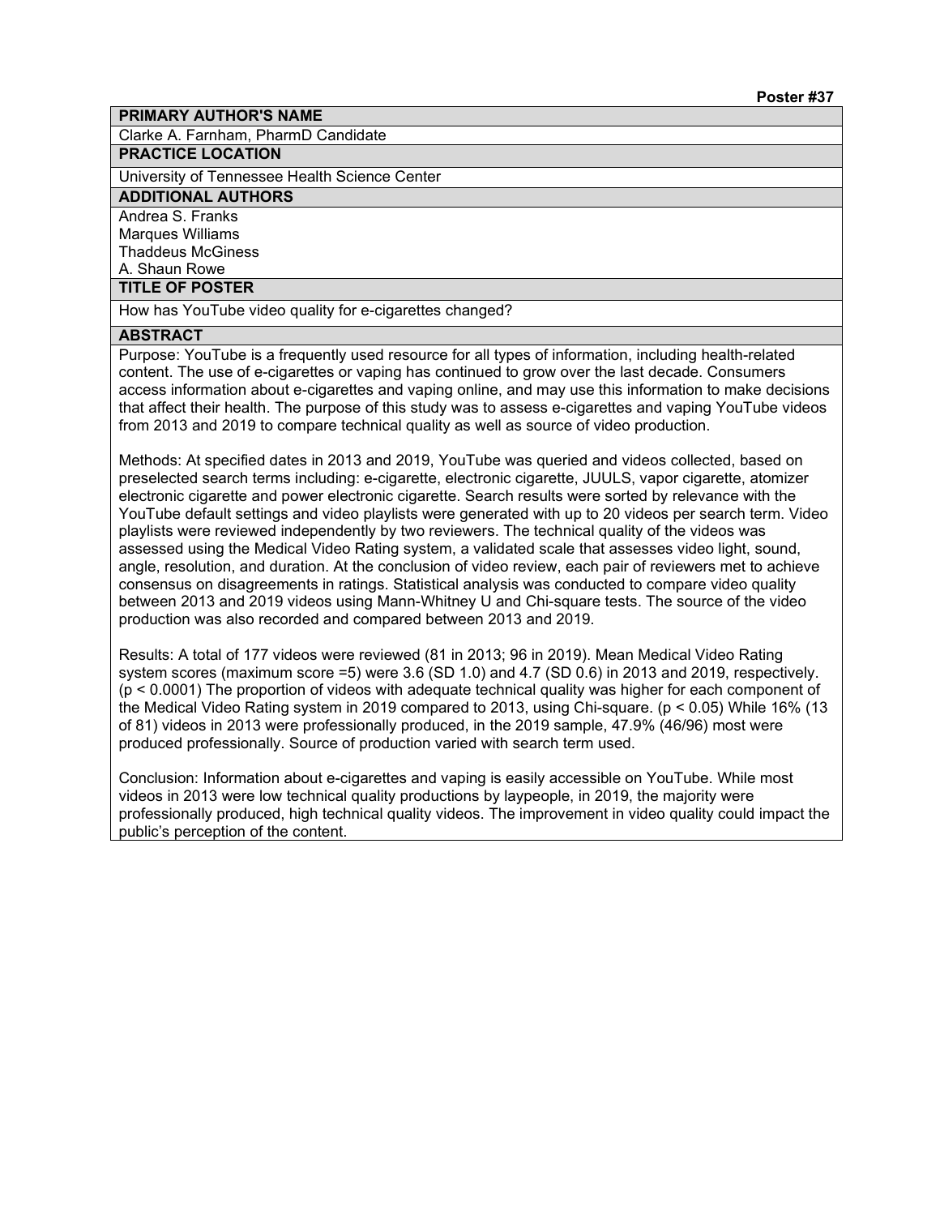**Poster #37**

**PRIMARY AUTHOR'S NAME**

Clarke A. Farnham, PharmD Candidate

**PRACTICE LOCATION**

University of Tennessee Health Science Center

**ADDITIONAL AUTHORS**

Andrea S. Franks
Marques Williams
Thaddeus McGiness
A. Shaun Rowe

**TITLE OF POSTER**

How has YouTube video quality for e-cigarettes changed?

**ABSTRACT**

Purpose: YouTube is a frequently used resource for all types of information, including health-related content. The use of e-cigarettes or vaping has continued to grow over the last decade. Consumers access information about e-cigarettes and vaping online, and may use this information to make decisions that affect their health. The purpose of this study was to assess e-cigarettes and vaping YouTube videos from 2013 and 2019 to compare technical quality as well as source of video production.

Methods: At specified dates in 2013 and 2019, YouTube was queried and videos collected, based on preselected search terms including: e-cigarette, electronic cigarette, JUULS, vapor cigarette, atomizer electronic cigarette and power electronic cigarette. Search results were sorted by relevance with the YouTube default settings and video playlists were generated with up to 20 videos per search term. Video playlists were reviewed independently by two reviewers. The technical quality of the videos was assessed using the Medical Video Rating system, a validated scale that assesses video light, sound, angle, resolution, and duration. At the conclusion of video review, each pair of reviewers met to achieve consensus on disagreements in ratings. Statistical analysis was conducted to compare video quality between 2013 and 2019 videos using Mann-Whitney U and Chi-square tests. The source of the video production was also recorded and compared between 2013 and 2019.

Results: A total of 177 videos were reviewed (81 in 2013; 96 in 2019). Mean Medical Video Rating system scores (maximum score =5) were 3.6 (SD 1.0) and 4.7 (SD 0.6) in 2013 and 2019, respectively. ($p < 0.0001$) The proportion of videos with adequate technical quality was higher for each component of the Medical Video Rating system in 2019 compared to 2013, using Chi-square. ($p < 0.05$) While 16% (13 of 81) videos in 2013 were professionally produced, in the 2019 sample, 47.9% (46/96) most were produced professionally. Source of production varied with search term used.

Conclusion: Information about e-cigarettes and vaping is easily accessible on YouTube. While most videos in 2013 were low technical quality productions by laypeople, in 2019, the majority were professionally produced, high technical quality videos. The improvement in video quality could impact the public's perception of the content.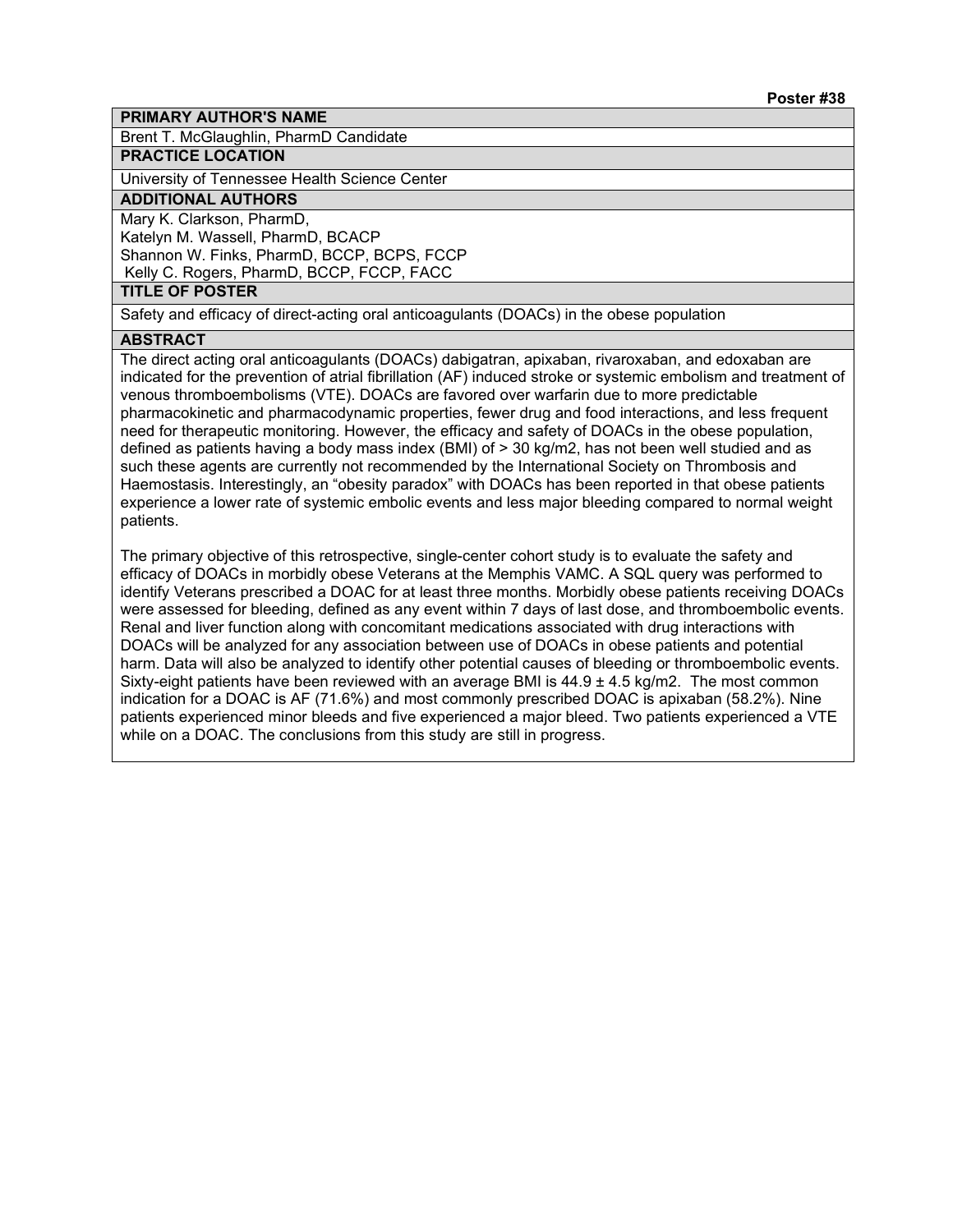**Poster #38**

**PRIMARY AUTHOR'S NAME**

Brent T. McGlaughlin, PharmD Candidate

**PRACTICE LOCATION**

University of Tennessee Health Science Center

**ADDITIONAL AUTHORS**

Mary K. Clarkson, PharmD,
Katelyn M. Wassell, PharmD, BCACP
Shannon W. Finks, PharmD, BCCP, BCPS, FCCP
Kelly C. Rogers, PharmD, BCCP, FCCP, FACC

**TITLE OF POSTER**

Safety and efficacy of direct-acting oral anticoagulants (DOACs) in the obese population

**ABSTRACT**

The direct acting oral anticoagulants (DOACs) dabigatran, apixaban, rivaroxaban, and edoxaban are indicated for the prevention of atrial fibrillation (AF) induced stroke or systemic embolism and treatment of venous thromboembolisms (VTE). DOACs are favored over warfarin due to more predictable pharmacokinetic and pharmacodynamic properties, fewer drug and food interactions, and less frequent need for therapeutic monitoring. However, the efficacy and safety of DOACs in the obese population, defined as patients having a body mass index (BMI) of > 30 kg/m2, has not been well studied and as such these agents are currently not recommended by the International Society on Thrombosis and Haemostasis. Interestingly, an "obesity paradox" with DOACs has been reported in that obese patients experience a lower rate of systemic embolic events and less major bleeding compared to normal weight patients.

The primary objective of this retrospective, single-center cohort study is to evaluate the safety and efficacy of DOACs in morbidly obese Veterans at the Memphis VAMC. A SQL query was performed to identify Veterans prescribed a DOAC for at least three months. Morbidly obese patients receiving DOACs were assessed for bleeding, defined as any event within 7 days of last dose, and thromboembolic events. Renal and liver function along with concomitant medications associated with drug interactions with DOACs will be analyzed for any association between use of DOACs in obese patients and potential harm. Data will also be analyzed to identify other potential causes of bleeding or thromboembolic events. Sixty-eight patients have been reviewed with an average BMI is 44.9 ± 4.5 kg/m2. The most common indication for a DOAC is AF (71.6%) and most commonly prescribed DOAC is apixaban (58.2%). Nine patients experienced minor bleeds and five experienced a major bleed. Two patients experienced a VTE while on a DOAC. The conclusions from this study are still in progress.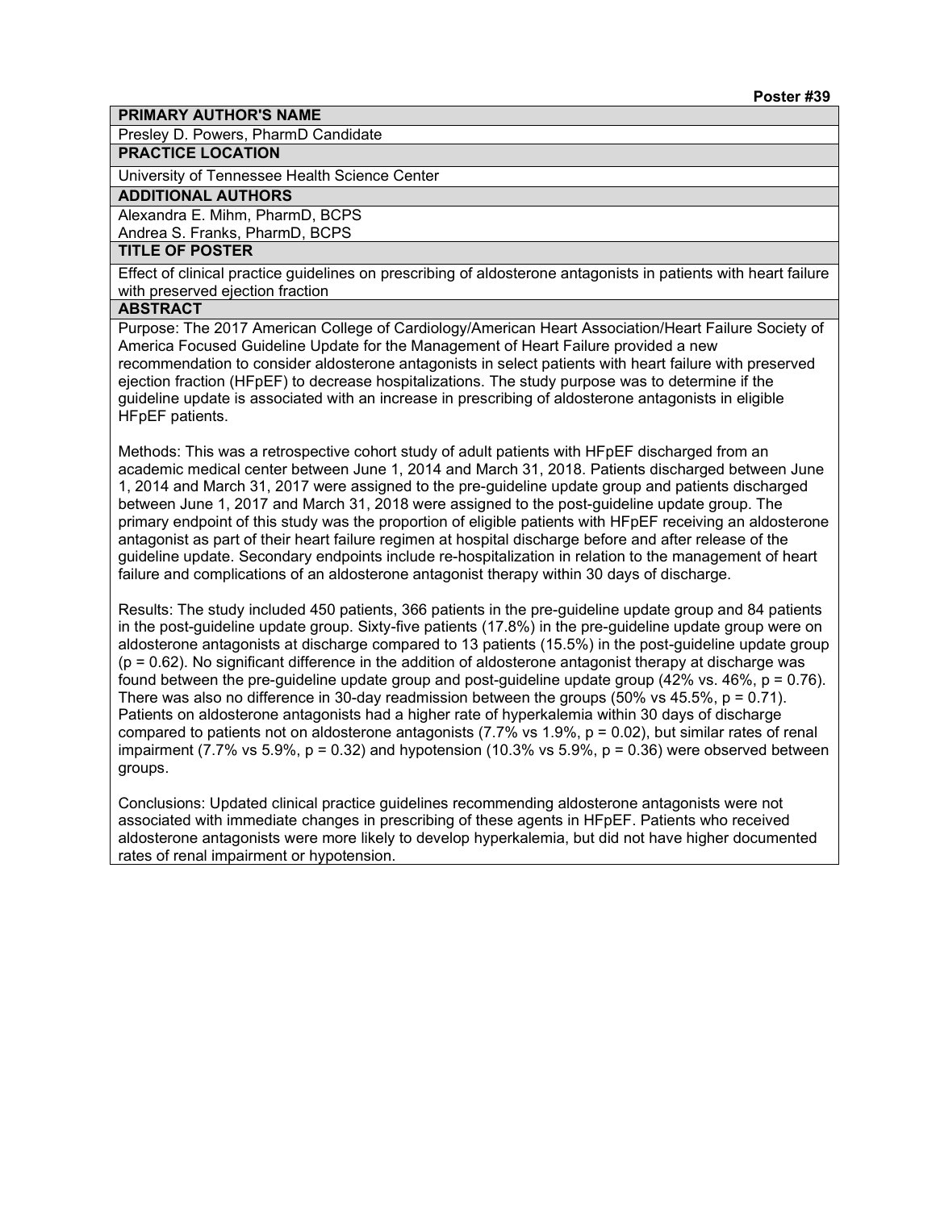**Poster #39**

**PRIMARY AUTHOR'S NAME**

Presley D. Powers, PharmD Candidate

**PRACTICE LOCATION**

University of Tennessee Health Science Center

**ADDITIONAL AUTHORS**

Alexandra E. Mihm, PharmD, BCPS
Andrea S. Franks, PharmD, BCPS

**TITLE OF POSTER**

Effect of clinical practice guidelines on prescribing of aldosterone antagonists in patients with heart failure with preserved ejection fraction

**ABSTRACT**

Purpose: The 2017 American College of Cardiology/American Heart Association/Heart Failure Society of America Focused Guideline Update for the Management of Heart Failure provided a new recommendation to consider aldosterone antagonists in select patients with heart failure with preserved ejection fraction (HFpEF) to decrease hospitalizations. The study purpose was to determine if the guideline update is associated with an increase in prescribing of aldosterone antagonists in eligible HFpEF patients.

Methods: This was a retrospective cohort study of adult patients with HFpEF discharged from an academic medical center between June 1, 2014 and March 31, 2018. Patients discharged between June 1, 2014 and March 31, 2017 were assigned to the pre-guideline update group and patients discharged between June 1, 2017 and March 31, 2018 were assigned to the post-guideline update group. The primary endpoint of this study was the proportion of eligible patients with HFpEF receiving an aldosterone antagonist as part of their heart failure regimen at hospital discharge before and after release of the guideline update. Secondary endpoints include re-hospitalization in relation to the management of heart failure and complications of an aldosterone antagonist therapy within 30 days of discharge.

Results: The study included 450 patients, 366 patients in the pre-guideline update group and 84 patients in the post-guideline update group. Sixty-five patients (17.8%) in the pre-guideline update group were on aldosterone antagonists at discharge compared to 13 patients (15.5%) in the post-guideline update group ($p = 0.62$). No significant difference in the addition of aldosterone antagonist therapy at discharge was found between the pre-guideline update group and post-guideline update group (42% vs. 46%, $p = 0.76$). There was also no difference in 30-day readmission between the groups (50% vs 45.5%, $p = 0.71$). Patients on aldosterone antagonists had a higher rate of hyperkalemia within 30 days of discharge compared to patients not on aldosterone antagonists (7.7% vs 1.9%, $p = 0.02$), but similar rates of renal impairment (7.7% vs 5.9%, $p = 0.32$) and hypotension (10.3% vs 5.9%, $p = 0.36$) were observed between groups.

Conclusions: Updated clinical practice guidelines recommending aldosterone antagonists were not associated with immediate changes in prescribing of these agents in HFpEF. Patients who received aldosterone antagonists were more likely to develop hyperkalemia, but did not have higher documented rates of renal impairment or hypotension.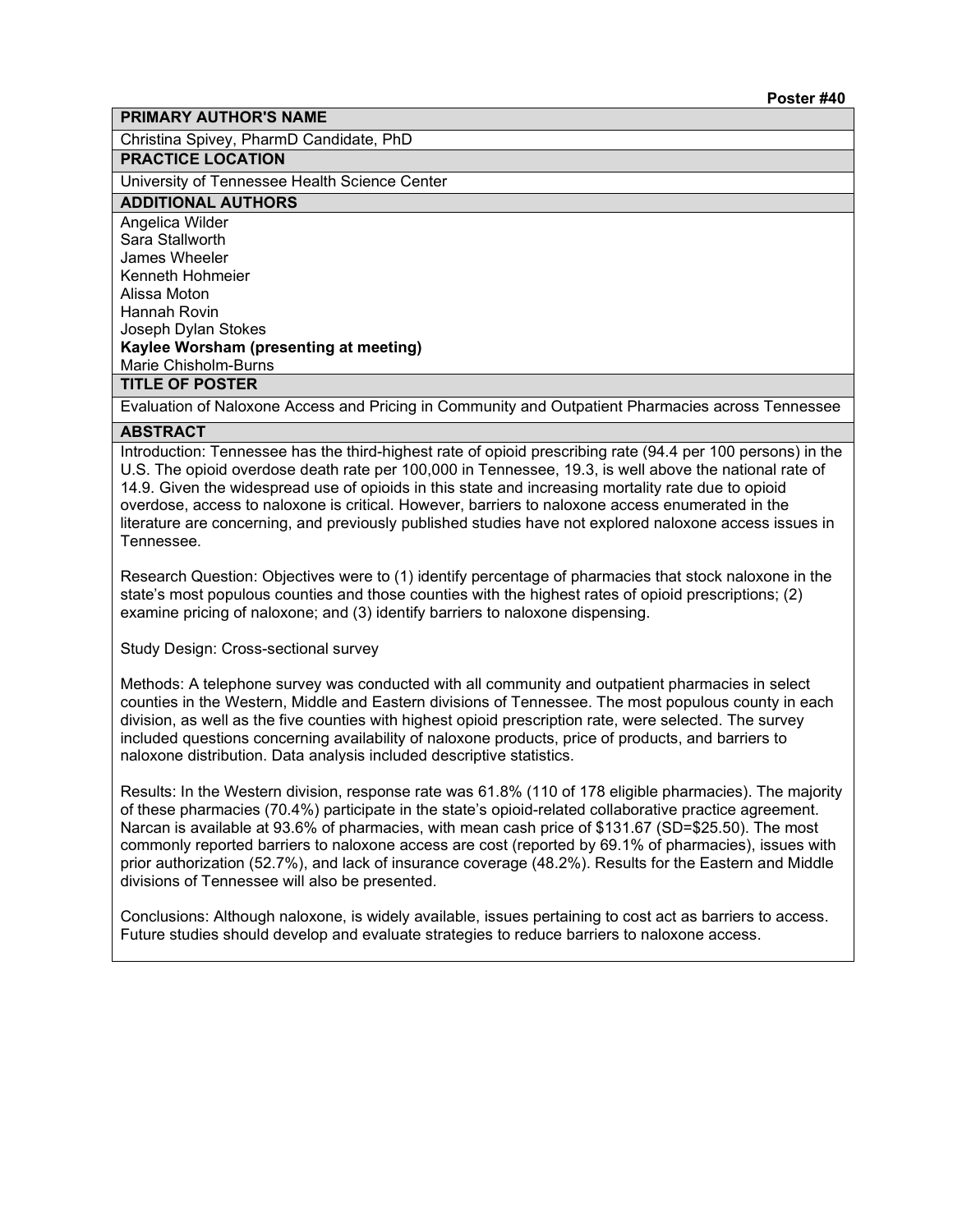**Poster #40**

## PRIMARY AUTHOR'S NAME

Christina Spivey, PharmD Candidate, PhD

## PRACTICE LOCATION

University of Tennessee Health Science Center

## ADDITIONAL AUTHORS

Angelica Wilder
Sara Stallworth
James Wheeler
Kenneth Hohmeier
Alissa Moton
Hannah Rovin
Joseph Dylan Stokes
**Kaylee Worsham (presenting at meeting)**
Marie Chisholm-Burns

## TITLE OF POSTER

Evaluation of Naloxone Access and Pricing in Community and Outpatient Pharmacies across Tennessee

## ABSTRACT

Introduction: Tennessee has the third-highest rate of opioid prescribing rate (94.4 per 100 persons) in the U.S. The opioid overdose death rate per 100,000 in Tennessee, 19.3, is well above the national rate of 14.9. Given the widespread use of opioids in this state and increasing mortality rate due to opioid overdose, access to naloxone is critical. However, barriers to naloxone access enumerated in the literature are concerning, and previously published studies have not explored naloxone access issues in Tennessee.

Research Question: Objectives were to (1) identify percentage of pharmacies that stock naloxone in the state's most populous counties and those counties with the highest rates of opioid prescriptions; (2) examine pricing of naloxone; and (3) identify barriers to naloxone dispensing.

Study Design: Cross-sectional survey

Methods: A telephone survey was conducted with all community and outpatient pharmacies in select counties in the Western, Middle and Eastern divisions of Tennessee. The most populous county in each division, as well as the five counties with highest opioid prescription rate, were selected. The survey included questions concerning availability of naloxone products, price of products, and barriers to naloxone distribution. Data analysis included descriptive statistics.

Results: In the Western division, response rate was 61.8% (110 of 178 eligible pharmacies). The majority of these pharmacies (70.4%) participate in the state's opioid-related collaborative practice agreement. Narcan is available at 93.6% of pharmacies, with mean cash price of $131.67 (SD=$25.50). The most commonly reported barriers to naloxone access are cost (reported by 69.1% of pharmacies), issues with prior authorization (52.7%), and lack of insurance coverage (48.2%). Results for the Eastern and Middle divisions of Tennessee will also be presented.

Conclusions: Although naloxone, is widely available, issues pertaining to cost act as barriers to access. Future studies should develop and evaluate strategies to reduce barriers to naloxone access.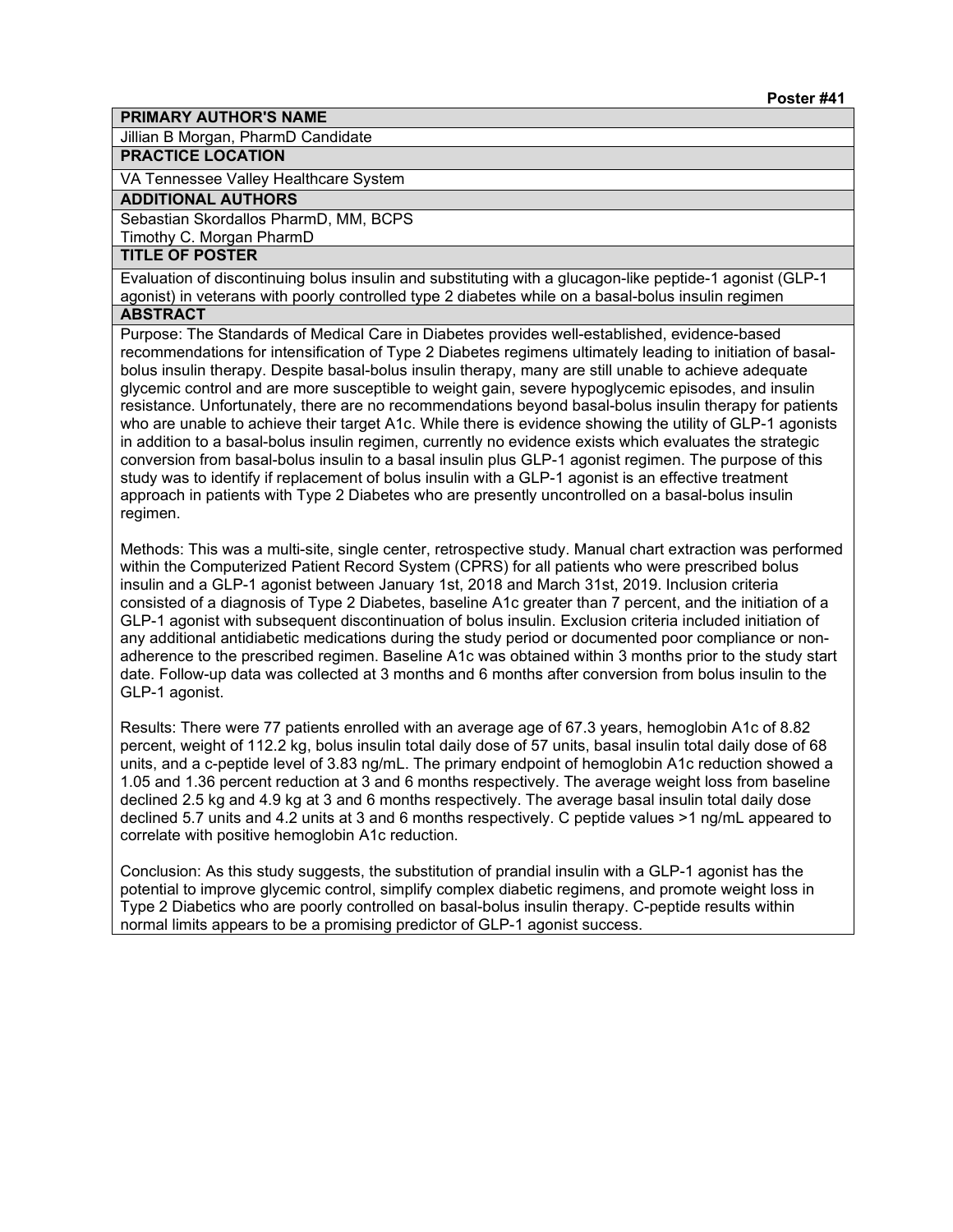Poster #41

## PRIMARY AUTHOR'S NAME

Jillian B Morgan, PharmD Candidate

## PRACTICE LOCATION

VA Tennessee Valley Healthcare System

## ADDITIONAL AUTHORS

Sebastian Skordallos PharmD, MM, BCPS
Timothy C. Morgan PharmD

## TITLE OF POSTER

Evaluation of discontinuing bolus insulin and substituting with a glucagon-like peptide-1 agonist (GLP-1 agonist) in veterans with poorly controlled type 2 diabetes while on a basal-bolus insulin regimen

## ABSTRACT

Purpose: The Standards of Medical Care in Diabetes provides well-established, evidence-based recommendations for intensification of Type 2 Diabetes regimens ultimately leading to initiation of basal-bolus insulin therapy. Despite basal-bolus insulin therapy, many are still unable to achieve adequate glycemic control and are more susceptible to weight gain, severe hypoglycemic episodes, and insulin resistance. Unfortunately, there are no recommendations beyond basal-bolus insulin therapy for patients who are unable to achieve their target A1c. While there is evidence showing the utility of GLP-1 agonists in addition to a basal-bolus insulin regimen, currently no evidence exists which evaluates the strategic conversion from basal-bolus insulin to a basal insulin plus GLP-1 agonist regimen. The purpose of this study was to identify if replacement of bolus insulin with a GLP-1 agonist is an effective treatment approach in patients with Type 2 Diabetes who are presently uncontrolled on a basal-bolus insulin regimen.

Methods: This was a multi-site, single center, retrospective study. Manual chart extraction was performed within the Computerized Patient Record System (CPRS) for all patients who were prescribed bolus insulin and a GLP-1 agonist between January 1st, 2018 and March 31st, 2019. Inclusion criteria consisted of a diagnosis of Type 2 Diabetes, baseline A1c greater than 7 percent, and the initiation of a GLP-1 agonist with subsequent discontinuation of bolus insulin. Exclusion criteria included initiation of any additional antidiabetic medications during the study period or documented poor compliance or non-adherence to the prescribed regimen. Baseline A1c was obtained within 3 months prior to the study start date. Follow-up data was collected at 3 months and 6 months after conversion from bolus insulin to the GLP-1 agonist.

Results: There were 77 patients enrolled with an average age of 67.3 years, hemoglobin A1c of 8.82 percent, weight of 112.2 kg, bolus insulin total daily dose of 57 units, basal insulin total daily dose of 68 units, and a c-peptide level of 3.83 ng/mL. The primary endpoint of hemoglobin A1c reduction showed a 1.05 and 1.36 percent reduction at 3 and 6 months respectively. The average weight loss from baseline declined 2.5 kg and 4.9 kg at 3 and 6 months respectively. The average basal insulin total daily dose declined 5.7 units and 4.2 units at 3 and 6 months respectively. C peptide values >1 ng/mL appeared to correlate with positive hemoglobin A1c reduction.

Conclusion: As this study suggests, the substitution of prandial insulin with a GLP-1 agonist has the potential to improve glycemic control, simplify complex diabetic regimens, and promote weight loss in Type 2 Diabetics who are poorly controlled on basal-bolus insulin therapy. C-peptide results within normal limits appears to be a promising predictor of GLP-1 agonist success.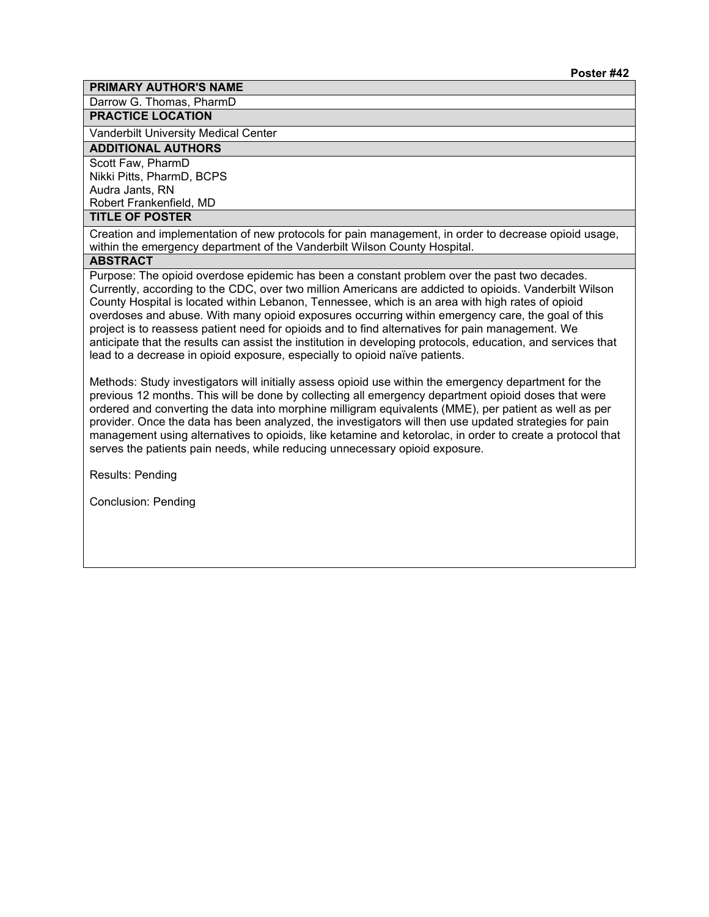**Poster #42**

**PRIMARY AUTHOR'S NAME**

Darrow G. Thomas, PharmD

**PRACTICE LOCATION**

Vanderbilt University Medical Center

**ADDITIONAL AUTHORS**

Scott Faw, PharmD
Nikki Pitts, PharmD, BCPS
Audra Jants, RN
Robert Frankenfield, MD

**TITLE OF POSTER**

Creation and implementation of new protocols for pain management, in order to decrease opioid usage, within the emergency department of the Vanderbilt Wilson County Hospital.

**ABSTRACT**

Purpose: The opioid overdose epidemic has been a constant problem over the past two decades. Currently, according to the CDC, over two million Americans are addicted to opioids. Vanderbilt Wilson County Hospital is located within Lebanon, Tennessee, which is an area with high rates of opioid overdoses and abuse. With many opioid exposures occurring within emergency care, the goal of this project is to reassess patient need for opioids and to find alternatives for pain management. We anticipate that the results can assist the institution in developing protocols, education, and services that lead to a decrease in opioid exposure, especially to opioid naïve patients.

Methods: Study investigators will initially assess opioid use within the emergency department for the previous 12 months. This will be done by collecting all emergency department opioid doses that were ordered and converting the data into morphine milligram equivalents (MME), per patient as well as per provider. Once the data has been analyzed, the investigators will then use updated strategies for pain management using alternatives to opioids, like ketamine and ketorolac, in order to create a protocol that serves the patients pain needs, while reducing unnecessary opioid exposure.

Results: Pending

Conclusion: Pending